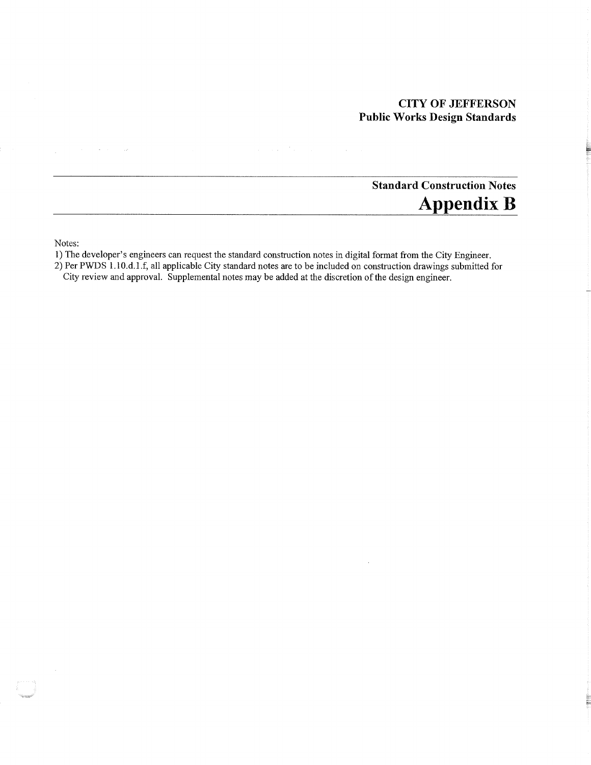**CITY OF JEFFERSON**
**Public Works Design Standards**

## Standard Construction Notes

# Appendix B

Notes:

1) The developer's engineers can request the standard construction notes in digital format from the City Engineer.
2) Per PWDS 1.10.d.1.f, all applicable City standard notes are to be included on construction drawings submitted for City review and approval. Supplemental notes may be added at the discretion of the design engineer.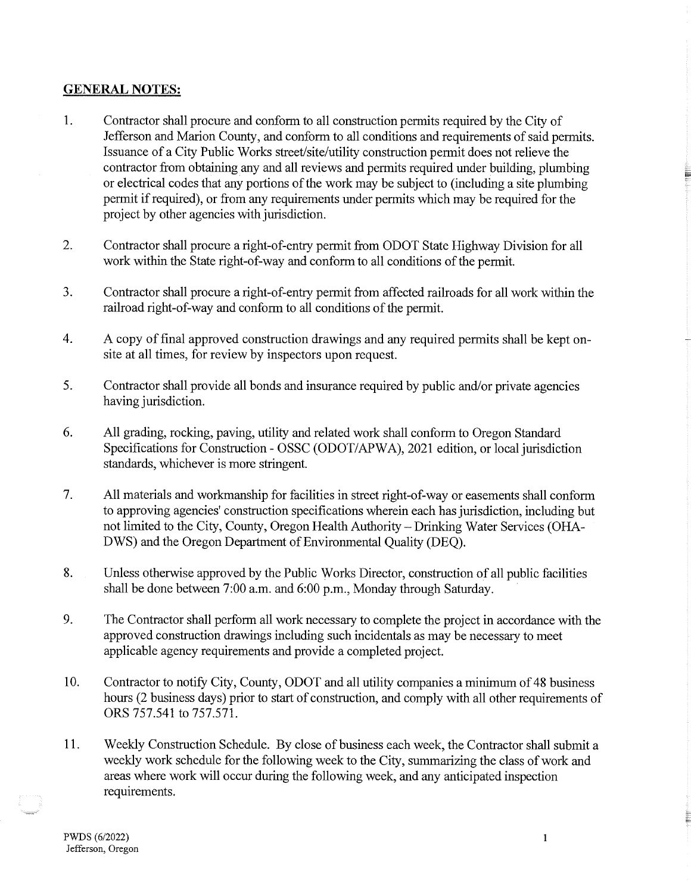## GENERAL NOTES:

1. Contractor shall procure and conform to all construction permits required by the City of Jefferson and Marion County, and conform to all conditions and requirements of said permits. Issuance of a City Public Works street/site/utility construction permit does not relieve the contractor from obtaining any and all reviews and permits required under building, plumbing or electrical codes that any portions of the work may be subject to (including a site plumbing permit if required), or from any requirements under permits which may be required for the project by other agencies with jurisdiction.

2. Contractor shall procure a right-of-entry permit from ODOT State Highway Division for all work within the State right-of-way and conform to all conditions of the permit.

3. Contractor shall procure a right-of-entry permit from affected railroads for all work within the railroad right-of-way and conform to all conditions of the permit.

4. A copy of final approved construction drawings and any required permits shall be kept on-site at all times, for review by inspectors upon request.

5. Contractor shall provide all bonds and insurance required by public and/or private agencies having jurisdiction.

6. All grading, rocking, paving, utility and related work shall conform to Oregon Standard Specifications for Construction - OSSC (ODOT/APWA), 2021 edition, or local jurisdiction standards, whichever is more stringent.

7. All materials and workmanship for facilities in street right-of-way or easements shall conform to approving agencies' construction specifications wherein each has jurisdiction, including but not limited to the City, County, Oregon Health Authority – Drinking Water Services (OHA-DWS) and the Oregon Department of Environmental Quality (DEQ).

8. Unless otherwise approved by the Public Works Director, construction of all public facilities shall be done between 7:00 a.m. and 6:00 p.m., Monday through Saturday.

9. The Contractor shall perform all work necessary to complete the project in accordance with the approved construction drawings including such incidentals as may be necessary to meet applicable agency requirements and provide a completed project.

10. Contractor to notify City, County, ODOT and all utility companies a minimum of 48 business hours (2 business days) prior to start of construction, and comply with all other requirements of ORS 757.541 to 757.571.

11. Weekly Construction Schedule. By close of business each week, the Contractor shall submit a weekly work schedule for the following week to the City, summarizing the class of work and areas where work will occur during the following week, and any anticipated inspection requirements.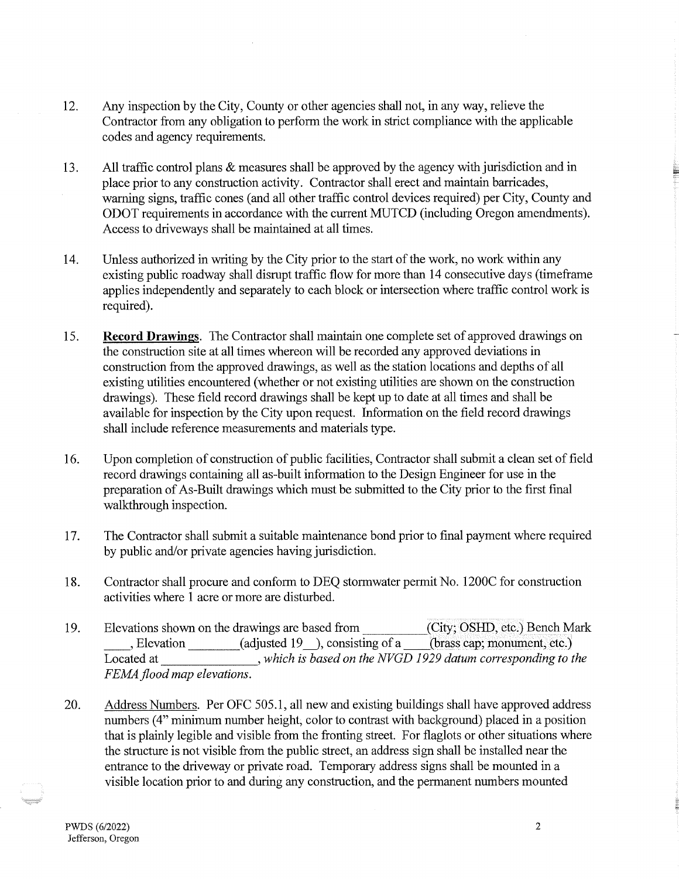12. Any inspection by the City, County or other agencies shall not, in any way, relieve the Contractor from any obligation to perform the work in strict compliance with the applicable codes and agency requirements.

13. All traffic control plans & measures shall be approved by the agency with jurisdiction and in place prior to any construction activity. Contractor shall erect and maintain barricades, warning signs, traffic cones (and all other traffic control devices required) per City, County and ODOT requirements in accordance with the current MUTCD (including Oregon amendments). Access to driveways shall be maintained at all times.

14. Unless authorized in writing by the City prior to the start of the work, no work within any existing public roadway shall disrupt traffic flow for more than 14 consecutive days (timeframe applies independently and separately to each block or intersection where traffic control work is required).

15. **Record Drawings**. The Contractor shall maintain one complete set of approved drawings on the construction site at all times whereon will be recorded any approved deviations in construction from the approved drawings, as well as the station locations and depths of all existing utilities encountered (whether or not existing utilities are shown on the construction drawings). These field record drawings shall be kept up to date at all times and shall be available for inspection by the City upon request. Information on the field record drawings shall include reference measurements and materials type.

16. Upon completion of construction of public facilities, Contractor shall submit a clean set of field record drawings containing all as-built information to the Design Engineer for use in the preparation of As-Built drawings which must be submitted to the City prior to the first final walkthrough inspection.

17. The Contractor shall submit a suitable maintenance bond prior to final payment where required by public and/or private agencies having jurisdiction.

18. Contractor shall procure and conform to DEQ stormwater permit No. 1200C for construction activities where 1 acre or more are disturbed.

19. Elevations shown on the drawings are based from __________(City; OSHD, etc.) Bench Mark ____, Elevation ________(adjusted 19__), consisting of a ____(brass cap; monument, etc.) Located at _______________, *which is based on the NVGD 1929 datum corresponding to the FEMA flood map elevations.*

20. Address Numbers. Per OFC 505.1, all new and existing buildings shall have approved address numbers (4" minimum number height, color to contrast with background) placed in a position that is plainly legible and visible from the fronting street. For flaglots or other situations where the structure is not visible from the public street, an address sign shall be installed near the entrance to the driveway or private road. Temporary address signs shall be mounted in a visible location prior to and during any construction, and the permanent numbers mounted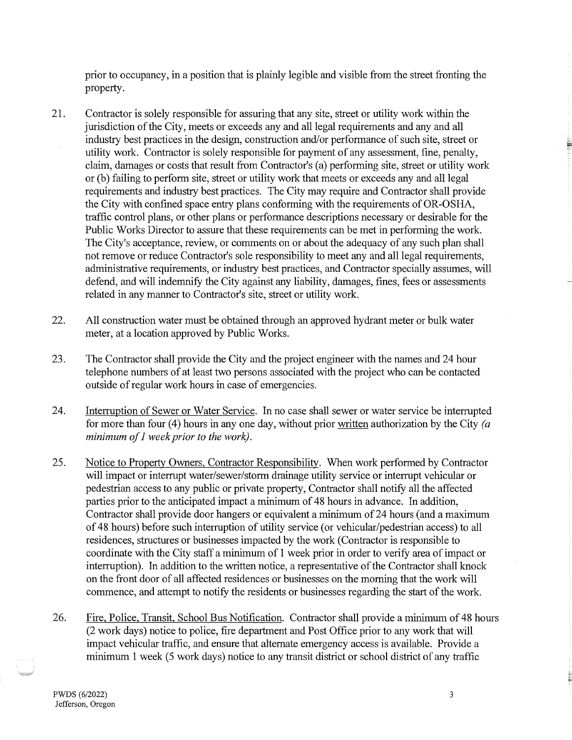prior to occupancy, in a position that is plainly legible and visible from the street fronting the property.

21. Contractor is solely responsible for assuring that any site, street or utility work within the jurisdiction of the City, meets or exceeds any and all legal requirements and any and all industry best practices in the design, construction and/or performance of such site, street or utility work. Contractor is solely responsible for payment of any assessment, fine, penalty, claim, damages or costs that result from Contractor's (a) performing site, street or utility work or (b) failing to perform site, street or utility work that meets or exceeds any and all legal requirements and industry best practices. The City may require and Contractor shall provide the City with confined space entry plans conforming with the requirements of OR-OSHA, traffic control plans, or other plans or performance descriptions necessary or desirable for the Public Works Director to assure that these requirements can be met in performing the work. The City's acceptance, review, or comments on or about the adequacy of any such plan shall not remove or reduce Contractor's sole responsibility to meet any and all legal requirements, administrative requirements, or industry best practices, and Contractor specially assumes, will defend, and will indemnify the City against any liability, damages, fines, fees or assessments related in any manner to Contractor's site, street or utility work.

22. All construction water must be obtained through an approved hydrant meter or bulk water meter, at a location approved by Public Works.

23. The Contractor shall provide the City and the project engineer with the names and 24 hour telephone numbers of at least two persons associated with the project who can be contacted outside of regular work hours in case of emergencies.

24. Interruption of Sewer or Water Service. In no case shall sewer or water service be interrupted for more than four (4) hours in any one day, without prior written authorization by the City *(a minimum of 1 week prior to the work).*

25. Notice to Property Owners, Contractor Responsibility. When work performed by Contractor will impact or interrupt water/sewer/storm drainage utility service or interrupt vehicular or pedestrian access to any public or private property, Contractor shall notify all the affected parties prior to the anticipated impact a minimum of 48 hours in advance. In addition, Contractor shall provide door hangers or equivalent a minimum of 24 hours (and a maximum of 48 hours) before such interruption of utility service (or vehicular/pedestrian access) to all residences, structures or businesses impacted by the work (Contractor is responsible to coordinate with the City staff a minimum of 1 week prior in order to verify area of impact or interruption). In addition to the written notice, a representative of the Contractor shall knock on the front door of all affected residences or businesses on the morning that the work will commence, and attempt to notify the residents or businesses regarding the start of the work.

26. Fire, Police, Transit, School Bus Notification. Contractor shall provide a minimum of 48 hours (2 work days) notice to police, fire department and Post Office prior to any work that will impact vehicular traffic, and ensure that alternate emergency access is available. Provide a minimum 1 week (5 work days) notice to any transit district or school district of any traffic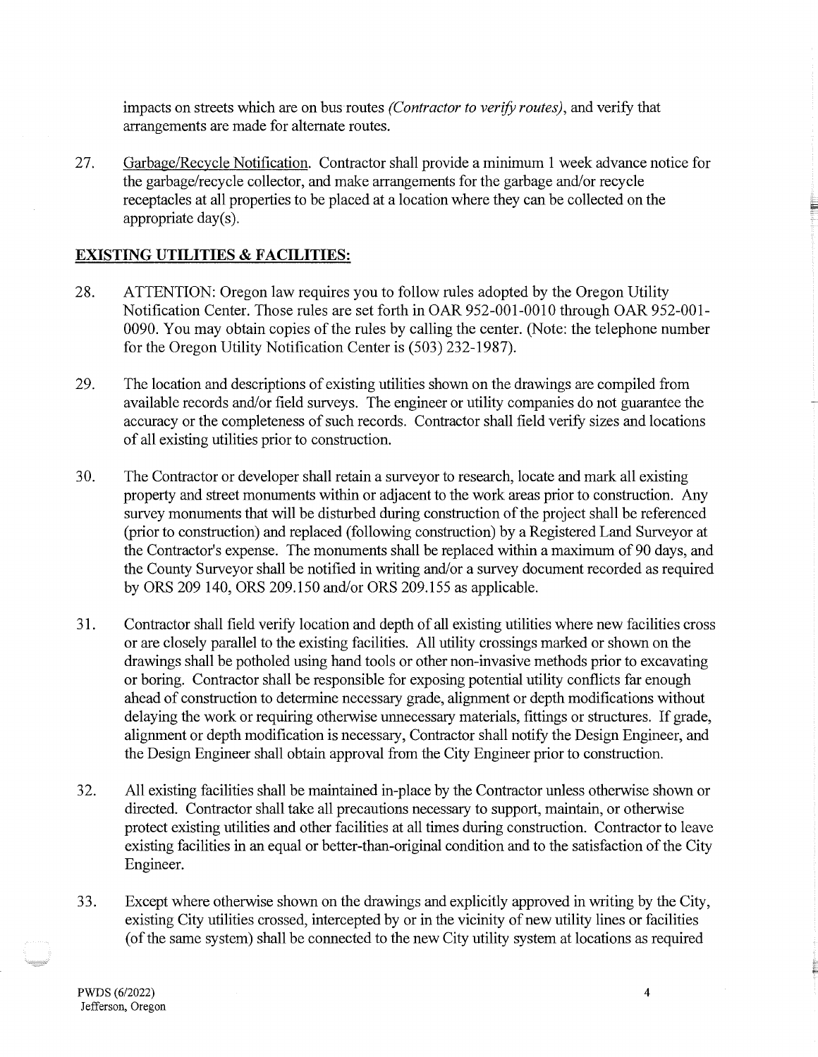impacts on streets which are on bus routes *(Contractor to verify routes)*, and verify that arrangements are made for alternate routes.

27. Garbage/Recycle Notification. Contractor shall provide a minimum 1 week advance notice for the garbage/recycle collector, and make arrangements for the garbage and/or recycle receptacles at all properties to be placed at a location where they can be collected on the appropriate day(s).

## EXISTING UTILITIES & FACILITIES:

28. ATTENTION: Oregon law requires you to follow rules adopted by the Oregon Utility Notification Center. Those rules are set forth in OAR 952-001-0010 through OAR 952-001-0090. You may obtain copies of the rules by calling the center. (Note: the telephone number for the Oregon Utility Notification Center is (503) 232-1987).

29. The location and descriptions of existing utilities shown on the drawings are compiled from available records and/or field surveys. The engineer or utility companies do not guarantee the accuracy or the completeness of such records. Contractor shall field verify sizes and locations of all existing utilities prior to construction.

30. The Contractor or developer shall retain a surveyor to research, locate and mark all existing property and street monuments within or adjacent to the work areas prior to construction. Any survey monuments that will be disturbed during construction of the project shall be referenced (prior to construction) and replaced (following construction) by a Registered Land Surveyor at the Contractor's expense. The monuments shall be replaced within a maximum of 90 days, and the County Surveyor shall be notified in writing and/or a survey document recorded as required by ORS 209 140, ORS 209.150 and/or ORS 209.155 as applicable.

31. Contractor shall field verify location and depth of all existing utilities where new facilities cross or are closely parallel to the existing facilities. All utility crossings marked or shown on the drawings shall be potholed using hand tools or other non-invasive methods prior to excavating or boring. Contractor shall be responsible for exposing potential utility conflicts far enough ahead of construction to determine necessary grade, alignment or depth modifications without delaying the work or requiring otherwise unnecessary materials, fittings or structures. If grade, alignment or depth modification is necessary, Contractor shall notify the Design Engineer, and the Design Engineer shall obtain approval from the City Engineer prior to construction.

32. All existing facilities shall be maintained in-place by the Contractor unless otherwise shown or directed. Contractor shall take all precautions necessary to support, maintain, or otherwise protect existing utilities and other facilities at all times during construction. Contractor to leave existing facilities in an equal or better-than-original condition and to the satisfaction of the City Engineer.

33. Except where otherwise shown on the drawings and explicitly approved in writing by the City, existing City utilities crossed, intercepted by or in the vicinity of new utility lines or facilities (of the same system) shall be connected to the new City utility system at locations as required

PWDS (6/2022)
Jefferson, Oregon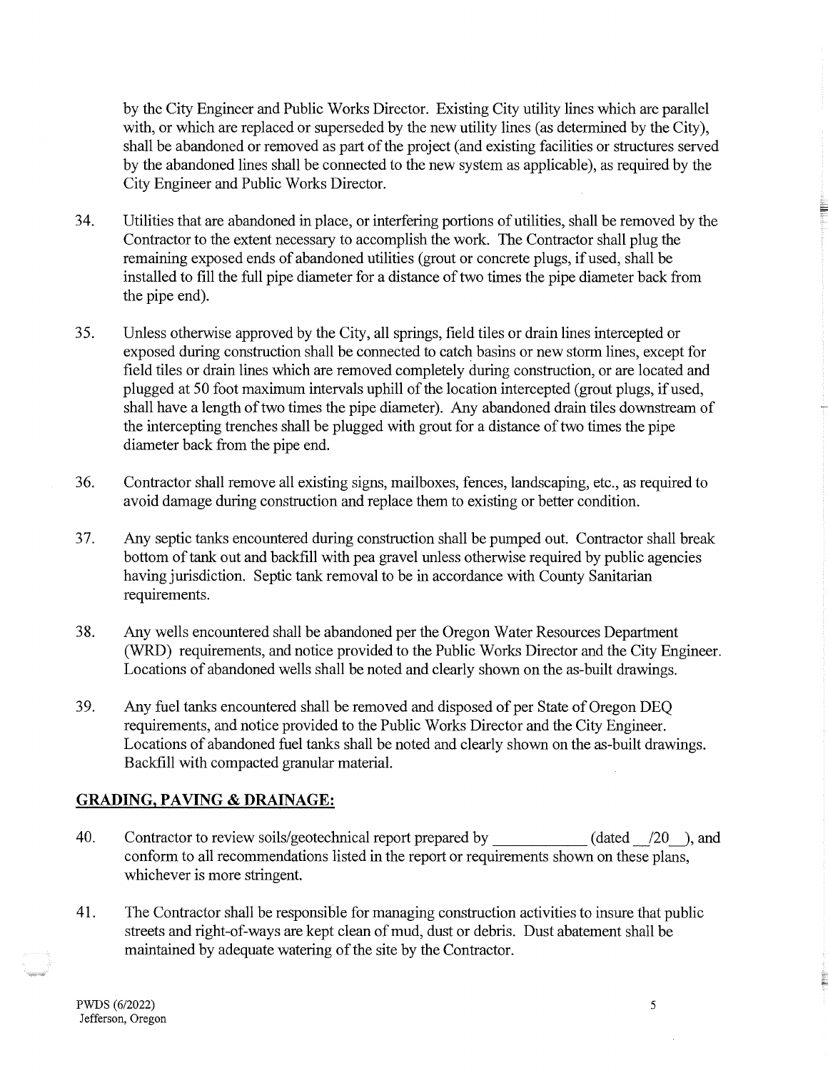by the City Engineer and Public Works Director. Existing City utility lines which are parallel with, or which are replaced or superseded by the new utility lines (as determined by the City), shall be abandoned or removed as part of the project (and existing facilities or structures served by the abandoned lines shall be connected to the new system as applicable), as required by the City Engineer and Public Works Director.

34. Utilities that are abandoned in place, or interfering portions of utilities, shall be removed by the Contractor to the extent necessary to accomplish the work. The Contractor shall plug the remaining exposed ends of abandoned utilities (grout or concrete plugs, if used, shall be installed to fill the full pipe diameter for a distance of two times the pipe diameter back from the pipe end).

35. Unless otherwise approved by the City, all springs, field tiles or drain lines intercepted or exposed during construction shall be connected to catch basins or new storm lines, except for field tiles or drain lines which are removed completely during construction, or are located and plugged at 50 foot maximum intervals uphill of the location intercepted (grout plugs, if used, shall have a length of two times the pipe diameter). Any abandoned drain tiles downstream of the intercepting trenches shall be plugged with grout for a distance of two times the pipe diameter back from the pipe end.

36. Contractor shall remove all existing signs, mailboxes, fences, landscaping, etc., as required to avoid damage during construction and replace them to existing or better condition.

37. Any septic tanks encountered during construction shall be pumped out. Contractor shall break bottom of tank out and backfill with pea gravel unless otherwise required by public agencies having jurisdiction. Septic tank removal to be in accordance with County Sanitarian requirements.

38. Any wells encountered shall be abandoned per the Oregon Water Resources Department (WRD) requirements, and notice provided to the Public Works Director and the City Engineer. Locations of abandoned wells shall be noted and clearly shown on the as-built drawings.

39. Any fuel tanks encountered shall be removed and disposed of per State of Oregon DEQ requirements, and notice provided to the Public Works Director and the City Engineer. Locations of abandoned fuel tanks shall be noted and clearly shown on the as-built drawings. Backfill with compacted granular material.

## GRADING, PAVING & DRAINAGE:

40. Contractor to review soils/geotechnical report prepared by ___________ (dated __/20__), and conform to all recommendations listed in the report or requirements shown on these plans, whichever is more stringent.

41. The Contractor shall be responsible for managing construction activities to insure that public streets and right-of-ways are kept clean of mud, dust or debris. Dust abatement shall be maintained by adequate watering of the site by the Contractor.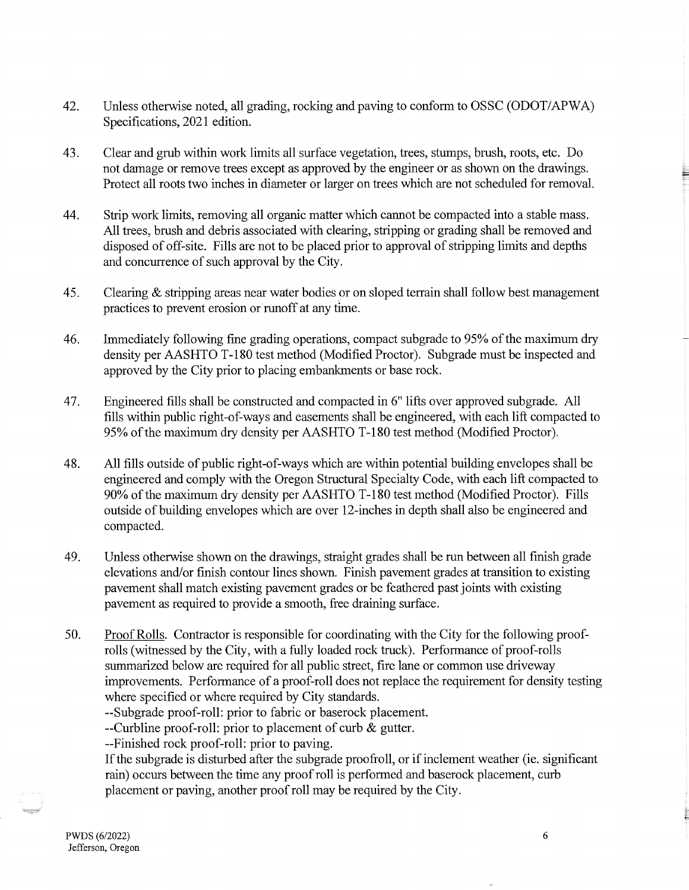42. Unless otherwise noted, all grading, rocking and paving to conform to OSSC (ODOT/APWA) Specifications, 2021 edition.

43. Clear and grub within work limits all surface vegetation, trees, stumps, brush, roots, etc. Do not damage or remove trees except as approved by the engineer or as shown on the drawings. Protect all roots two inches in diameter or larger on trees which are not scheduled for removal.

44. Strip work limits, removing all organic matter which cannot be compacted into a stable mass. All trees, brush and debris associated with clearing, stripping or grading shall be removed and disposed of off-site. Fills are not to be placed prior to approval of stripping limits and depths and concurrence of such approval by the City.

45. Clearing & stripping areas near water bodies or on sloped terrain shall follow best management practices to prevent erosion or runoff at any time.

46. Immediately following fine grading operations, compact subgrade to 95% of the maximum dry density per AASHTO T-180 test method (Modified Proctor). Subgrade must be inspected and approved by the City prior to placing embankments or base rock.

47. Engineered fills shall be constructed and compacted in 6" lifts over approved subgrade. All fills within public right-of-ways and easements shall be engineered, with each lift compacted to 95% of the maximum dry density per AASHTO T-180 test method (Modified Proctor).

48. All fills outside of public right-of-ways which are within potential building envelopes shall be engineered and comply with the Oregon Structural Specialty Code, with each lift compacted to 90% of the maximum dry density per AASHTO T-180 test method (Modified Proctor). Fills outside of building envelopes which are over 12-inches in depth shall also be engineered and compacted.

49. Unless otherwise shown on the drawings, straight grades shall be run between all finish grade elevations and/or finish contour lines shown. Finish pavement grades at transition to existing pavement shall match existing pavement grades or be feathered past joints with existing pavement as required to provide a smooth, free draining surface.

50. Proof Rolls. Contractor is responsible for coordinating with the City for the following proof-rolls (witnessed by the City, with a fully loaded rock truck). Performance of proof-rolls summarized below are required for all public street, fire lane or common use driveway improvements. Performance of a proof-roll does not replace the requirement for density testing where specified or where required by City standards.
    --Subgrade proof-roll: prior to fabric or baserock placement.
    --Curbline proof-roll: prior to placement of curb & gutter.
    --Finished rock proof-roll: prior to paving.
    If the subgrade is disturbed after the subgrade proofroll, or if inclement weather (ie. significant rain) occurs between the time any proof roll is performed and baserock placement, curb placement or paving, another proof roll may be required by the City.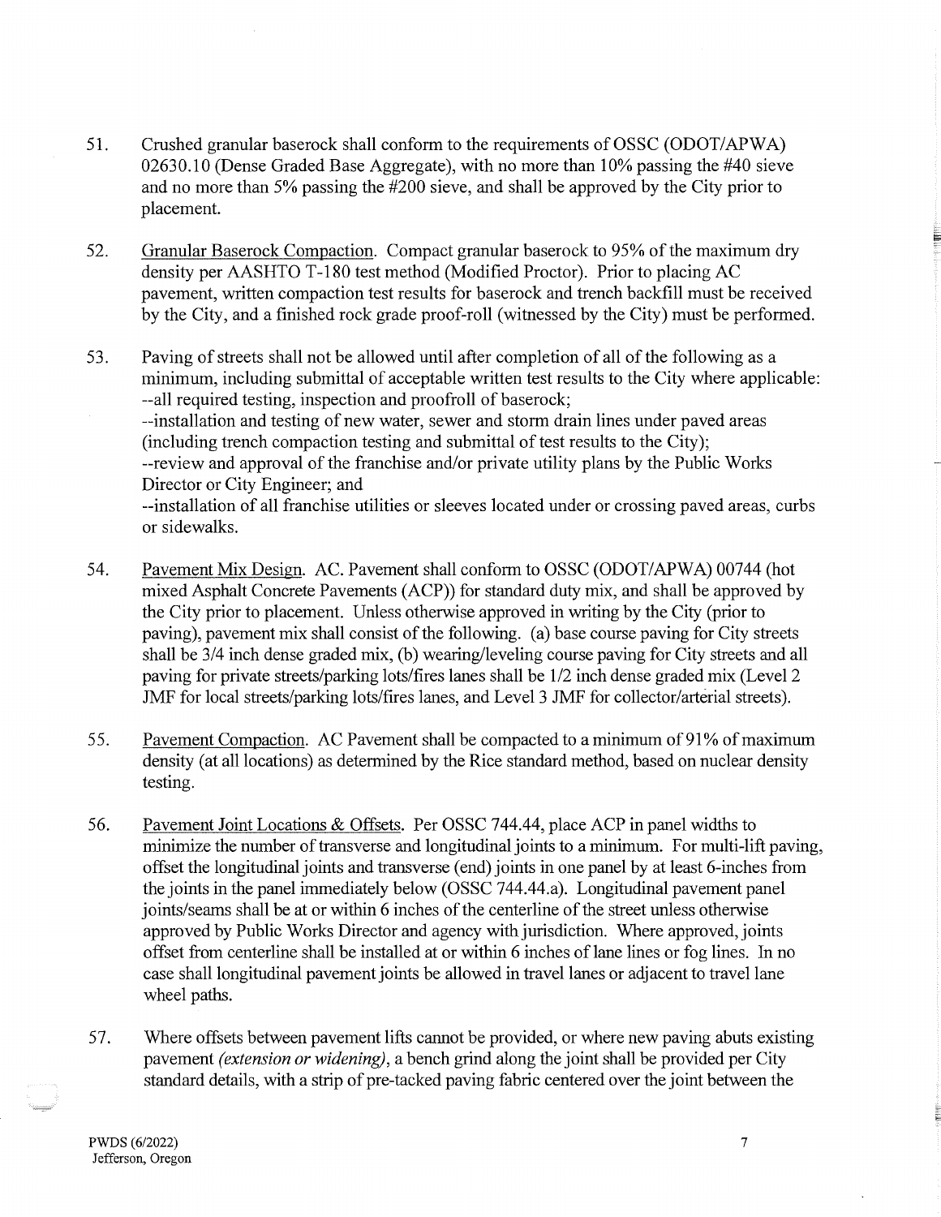51. Crushed granular baserock shall conform to the requirements of OSSC (ODOT/APWA) 02630.10 (Dense Graded Base Aggregate), with no more than 10% passing the #40 sieve and no more than 5% passing the #200 sieve, and shall be approved by the City prior to placement.

52. Granular Baserock Compaction. Compact granular baserock to 95% of the maximum dry density per AASHTO T-180 test method (Modified Proctor). Prior to placing AC pavement, written compaction test results for baserock and trench backfill must be received by the City, and a finished rock grade proof-roll (witnessed by the City) must be performed.

53. Paving of streets shall not be allowed until after completion of all of the following as a minimum, including submittal of acceptable written test results to the City where applicable:
--all required testing, inspection and proofroll of baserock;
--installation and testing of new water, sewer and storm drain lines under paved areas (including trench compaction testing and submittal of test results to the City);
--review and approval of the franchise and/or private utility plans by the Public Works Director or City Engineer; and
--installation of all franchise utilities or sleeves located under or crossing paved areas, curbs or sidewalks.

54. Pavement Mix Design. AC. Pavement shall conform to OSSC (ODOT/APWA) 00744 (hot mixed Asphalt Concrete Pavements (ACP)) for standard duty mix, and shall be approved by the City prior to placement. Unless otherwise approved in writing by the City (prior to paving), pavement mix shall consist of the following. (a) base course paving for City streets shall be 3/4 inch dense graded mix, (b) wearing/leveling course paving for City streets and all paving for private streets/parking lots/fires lanes shall be 1/2 inch dense graded mix (Level 2 JMF for local streets/parking lots/fires lanes, and Level 3 JMF for collector/arterial streets).

55. Pavement Compaction. AC Pavement shall be compacted to a minimum of 91% of maximum density (at all locations) as determined by the Rice standard method, based on nuclear density testing.

56. Pavement Joint Locations & Offsets. Per OSSC 744.44, place ACP in panel widths to minimize the number of transverse and longitudinal joints to a minimum. For multi-lift paving, offset the longitudinal joints and transverse (end) joints in one panel by at least 6-inches from the joints in the panel immediately below (OSSC 744.44.a). Longitudinal pavement panel joints/seams shall be at or within 6 inches of the centerline of the street unless otherwise approved by Public Works Director and agency with jurisdiction. Where approved, joints offset from centerline shall be installed at or within 6 inches of lane lines or fog lines. In no case shall longitudinal pavement joints be allowed in travel lanes or adjacent to travel lane wheel paths.

57. Where offsets between pavement lifts cannot be provided, or where new paving abuts existing pavement *(extension or widening)*, a bench grind along the joint shall be provided per City standard details, with a strip of pre-tacked paving fabric centered over the joint between the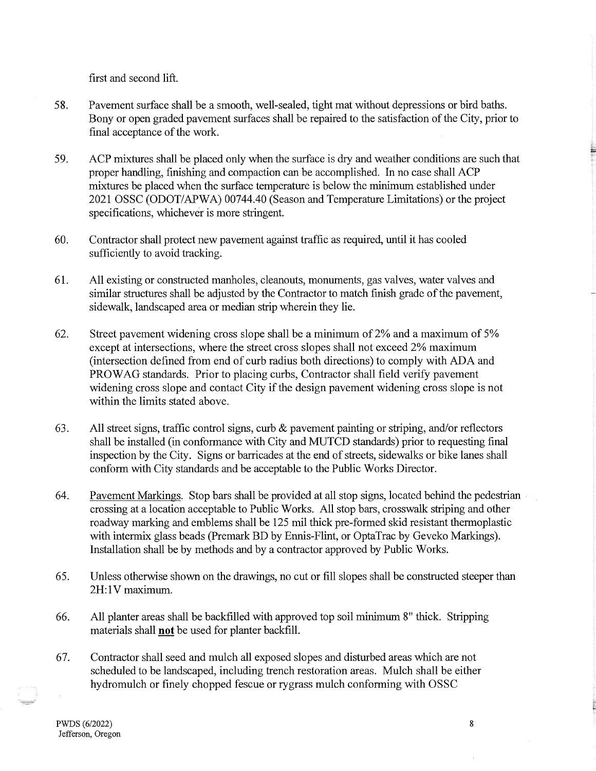first and second lift.

58. Pavement surface shall be a smooth, well-sealed, tight mat without depressions or bird baths. Bony or open graded pavement surfaces shall be repaired to the satisfaction of the City, prior to final acceptance of the work.

59. ACP mixtures shall be placed only when the surface is dry and weather conditions are such that proper handling, finishing and compaction can be accomplished. In no case shall ACP mixtures be placed when the surface temperature is below the minimum established under 2021 OSSC (ODOT/APWA) 00744.40 (Season and Temperature Limitations) or the project specifications, whichever is more stringent.

60. Contractor shall protect new pavement against traffic as required, until it has cooled sufficiently to avoid tracking.

61. All existing or constructed manholes, cleanouts, monuments, gas valves, water valves and similar structures shall be adjusted by the Contractor to match finish grade of the pavement, sidewalk, landscaped area or median strip wherein they lie.

62. Street pavement widening cross slope shall be a minimum of 2% and a maximum of 5% except at intersections, where the street cross slopes shall not exceed 2% maximum (intersection defined from end of curb radius both directions) to comply with ADA and PROWAG standards. Prior to placing curbs, Contractor shall field verify pavement widening cross slope and contact City if the design pavement widening cross slope is not within the limits stated above.

63. All street signs, traffic control signs, curb & pavement painting or striping, and/or reflectors shall be installed (in conformance with City and MUTCD standards) prior to requesting final inspection by the City. Signs or barricades at the end of streets, sidewalks or bike lanes shall conform with City standards and be acceptable to the Public Works Director.

64. Pavement Markings. Stop bars shall be provided at all stop signs, located behind the pedestrian crossing at a location acceptable to Public Works. All stop bars, crosswalk striping and other roadway marking and emblems shall be 125 mil thick pre-formed skid resistant thermoplastic with intermix glass beads (Premark BD by Ennis-Flint, or OptaTrac by Geveko Markings). Installation shall be by methods and by a contractor approved by Public Works.

65. Unless otherwise shown on the drawings, no cut or fill slopes shall be constructed steeper than 2H:1V maximum.

66. All planter areas shall be backfilled with approved top soil minimum 8" thick. Stripping materials shall **not** be used for planter backfill.

67. Contractor shall seed and mulch all exposed slopes and disturbed areas which are not scheduled to be landscaped, including trench restoration areas. Mulch shall be either hydromulch or finely chopped fescue or rygrass mulch conforming with OSSC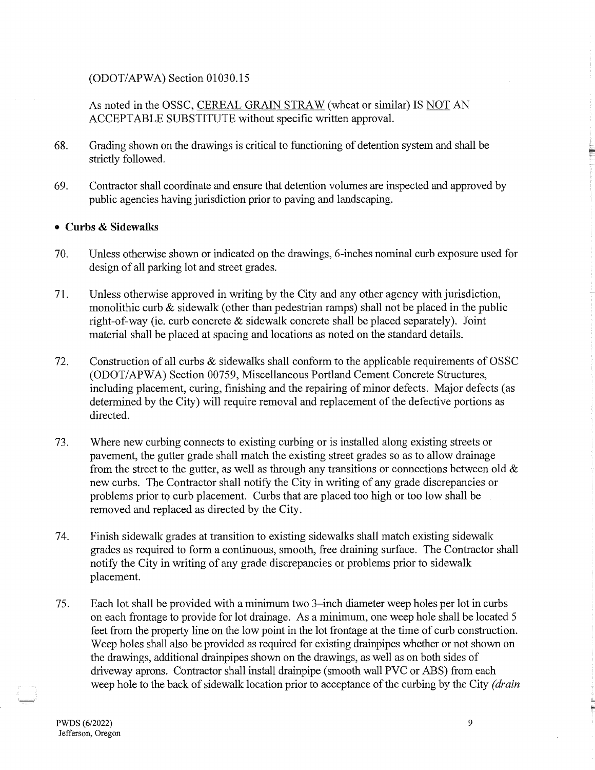(ODOT/APWA) Section 01030.15

As noted in the OSSC, <u>CEREAL GRAIN STRAW</u> (wheat or similar) IS <u>NOT</u> AN ACCEPTABLE SUBSTITUTE without specific written approval.

68. Grading shown on the drawings is critical to functioning of detention system and shall be strictly followed.

69. Contractor shall coordinate and ensure that detention volumes are inspected and approved by public agencies having jurisdiction prior to paving and landscaping.

- **Curbs & Sidewalks**

70. Unless otherwise shown or indicated on the drawings, 6-inches nominal curb exposure used for design of all parking lot and street grades.

71. Unless otherwise approved in writing by the City and any other agency with jurisdiction, monolithic curb & sidewalk (other than pedestrian ramps) shall not be placed in the public right-of-way (ie. curb concrete & sidewalk concrete shall be placed separately). Joint material shall be placed at spacing and locations as noted on the standard details.

72. Construction of all curbs & sidewalks shall conform to the applicable requirements of OSSC (ODOT/APWA) Section 00759, Miscellaneous Portland Cement Concrete Structures, including placement, curing, finishing and the repairing of minor defects. Major defects (as determined by the City) will require removal and replacement of the defective portions as directed.

73. Where new curbing connects to existing curbing or is installed along existing streets or pavement, the gutter grade shall match the existing street grades so as to allow drainage from the street to the gutter, as well as through any transitions or connections between old & new curbs. The Contractor shall notify the City in writing of any grade discrepancies or problems prior to curb placement. Curbs that are placed too high or too low shall be removed and replaced as directed by the City.

74. Finish sidewalk grades at transition to existing sidewalks shall match existing sidewalk grades as required to form a continuous, smooth, free draining surface. The Contractor shall notify the City in writing of any grade discrepancies or problems prior to sidewalk placement.

75. Each lot shall be provided with a minimum two 3–inch diameter weep holes per lot in curbs on each frontage to provide for lot drainage. As a minimum, one weep hole shall be located 5 feet from the property line on the low point in the lot frontage at the time of curb construction. Weep holes shall also be provided as required for existing drainpipes whether or not shown on the drawings, additional drainpipes shown on the drawings, as well as on both sides of driveway aprons. Contractor shall install drainpipe (smooth wall PVC or ABS) from each weep hole to the back of sidewalk location prior to acceptance of the curbing by the City *(drain*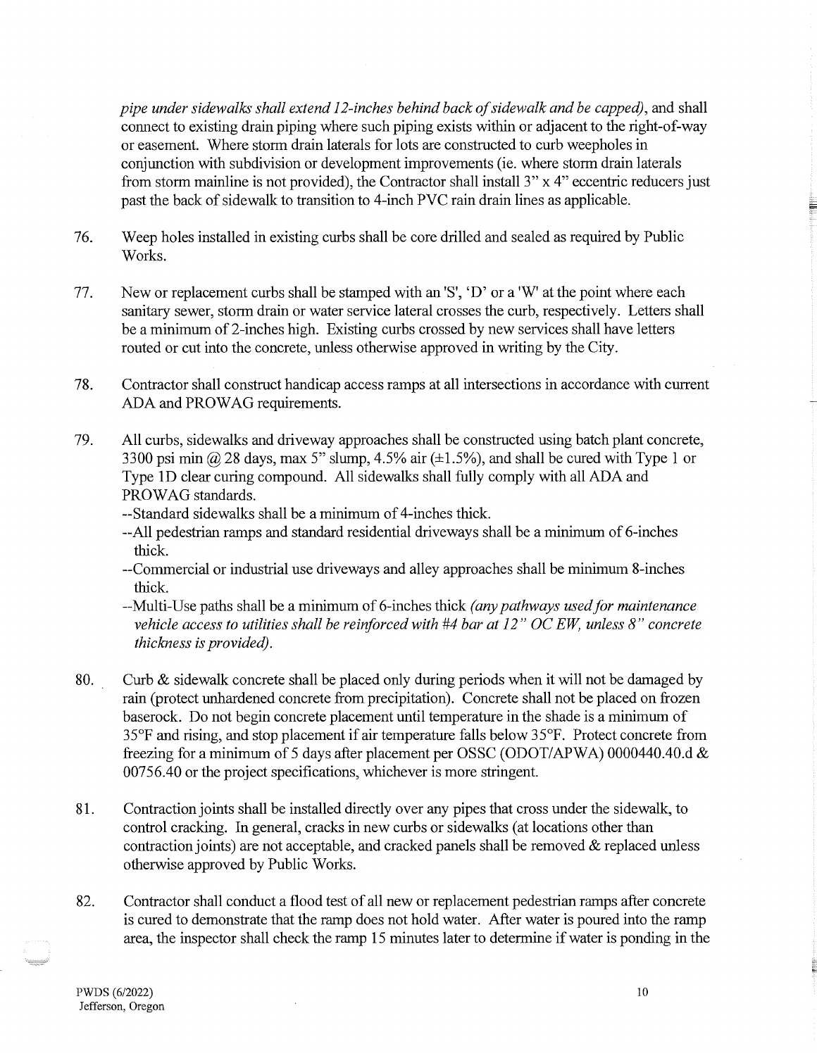*pipe under sidewalks shall extend 12-inches behind back of sidewalk and be capped)*, and shall connect to existing drain piping where such piping exists within or adjacent to the right-of-way or easement. Where storm drain laterals for lots are constructed to curb weepholes in conjunction with subdivision or development improvements (ie. where storm drain laterals from storm mainline is not provided), the Contractor shall install 3" x 4" eccentric reducers just past the back of sidewalk to transition to 4-inch PVC rain drain lines as applicable.

76. Weep holes installed in existing curbs shall be core drilled and sealed as required by Public Works.

77. New or replacement curbs shall be stamped with an 'S', 'D' or a 'W' at the point where each sanitary sewer, storm drain or water service lateral crosses the curb, respectively. Letters shall be a minimum of 2-inches high. Existing curbs crossed by new services shall have letters routed or cut into the concrete, unless otherwise approved in writing by the City.

78. Contractor shall construct handicap access ramps at all intersections in accordance with current ADA and PROWAG requirements.

79. All curbs, sidewalks and driveway approaches shall be constructed using batch plant concrete, 3300 psi min @ 28 days, max 5" slump, 4.5% air (±1.5%), and shall be cured with Type 1 or Type 1D clear curing compound. All sidewalks shall fully comply with all ADA and PROWAG standards.
   --Standard sidewalks shall be a minimum of 4-inches thick.
   --All pedestrian ramps and standard residential driveways shall be a minimum of 6-inches thick.
   --Commercial or industrial use driveways and alley approaches shall be minimum 8-inches thick.
   --Multi-Use paths shall be a minimum of 6-inches thick *(any pathways used for maintenance vehicle access to utilities shall be reinforced with #4 bar at 12" OC EW, unless 8" concrete thickness is provided).*

80. Curb & sidewalk concrete shall be placed only during periods when it will not be damaged by rain (protect unhardened concrete from precipitation). Concrete shall not be placed on frozen baserock. Do not begin concrete placement until temperature in the shade is a minimum of 35°F and rising, and stop placement if air temperature falls below 35°F. Protect concrete from freezing for a minimum of 5 days after placement per OSSC (ODOT/APWA) 0000440.40.d & 00756.40 or the project specifications, whichever is more stringent.

81. Contraction joints shall be installed directly over any pipes that cross under the sidewalk, to control cracking. In general, cracks in new curbs or sidewalks (at locations other than contraction joints) are not acceptable, and cracked panels shall be removed & replaced unless otherwise approved by Public Works.

82. Contractor shall conduct a flood test of all new or replacement pedestrian ramps after concrete is cured to demonstrate that the ramp does not hold water. After water is poured into the ramp area, the inspector shall check the ramp 15 minutes later to determine if water is ponding in the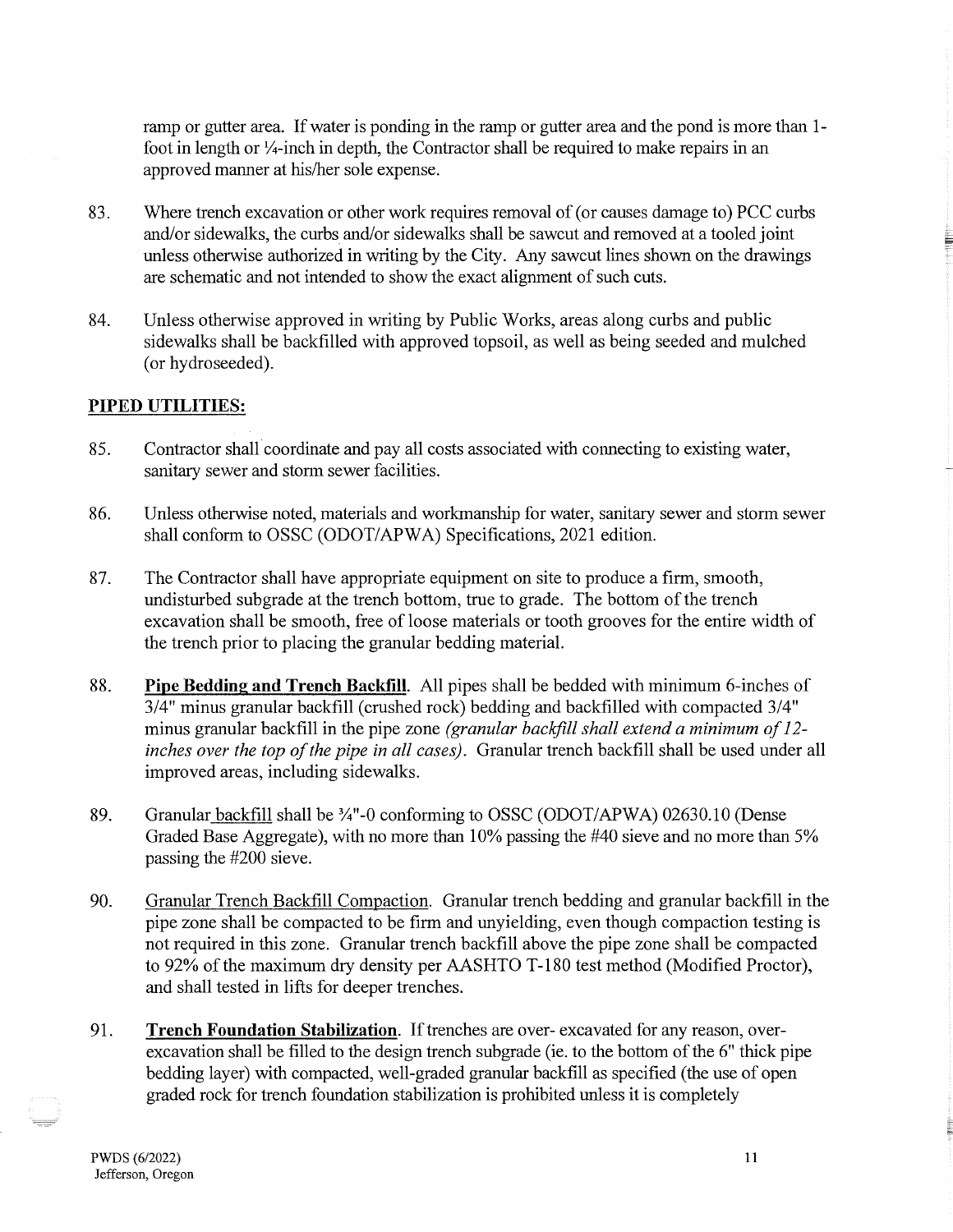ramp or gutter area. If water is ponding in the ramp or gutter area and the pond is more than 1-foot in length or ¼-inch in depth, the Contractor shall be required to make repairs in an approved manner at his/her sole expense.

83. Where trench excavation or other work requires removal of (or causes damage to) PCC curbs and/or sidewalks, the curbs and/or sidewalks shall be sawcut and removed at a tooled joint unless otherwise authorized in writing by the City. Any sawcut lines shown on the drawings are schematic and not intended to show the exact alignment of such cuts.

84. Unless otherwise approved in writing by Public Works, areas along curbs and public sidewalks shall be backfilled with approved topsoil, as well as being seeded and mulched (or hydroseeded).

## PIPED UTILITIES:

85. Contractor shall coordinate and pay all costs associated with connecting to existing water, sanitary sewer and storm sewer facilities.

86. Unless otherwise noted, materials and workmanship for water, sanitary sewer and storm sewer shall conform to OSSC (ODOT/APWA) Specifications, 2021 edition.

87. The Contractor shall have appropriate equipment on site to produce a firm, smooth, undisturbed subgrade at the trench bottom, true to grade. The bottom of the trench excavation shall be smooth, free of loose materials or tooth grooves for the entire width of the trench prior to placing the granular bedding material.

88. **Pipe Bedding and Trench Backfill**. All pipes shall be bedded with minimum 6-inches of 3/4" minus granular backfill (crushed rock) bedding and backfilled with compacted 3/4" minus granular backfill in the pipe zone *(granular backfill shall extend a minimum of 12-inches over the top of the pipe in all cases)*. Granular trench backfill shall be used under all improved areas, including sidewalks.

89. Granular backfill shall be ¾"-0 conforming to OSSC (ODOT/APWA) 02630.10 (Dense Graded Base Aggregate), with no more than 10% passing the #40 sieve and no more than 5% passing the #200 sieve.

90. Granular Trench Backfill Compaction. Granular trench bedding and granular backfill in the pipe zone shall be compacted to be firm and unyielding, even though compaction testing is not required in this zone. Granular trench backfill above the pipe zone shall be compacted to 92% of the maximum dry density per AASHTO T-180 test method (Modified Proctor), and shall tested in lifts for deeper trenches.

91. **Trench Foundation Stabilization**. If trenches are over- excavated for any reason, over-excavation shall be filled to the design trench subgrade (ie. to the bottom of the 6" thick pipe bedding layer) with compacted, well-graded granular backfill as specified (the use of open graded rock for trench foundation stabilization is prohibited unless it is completely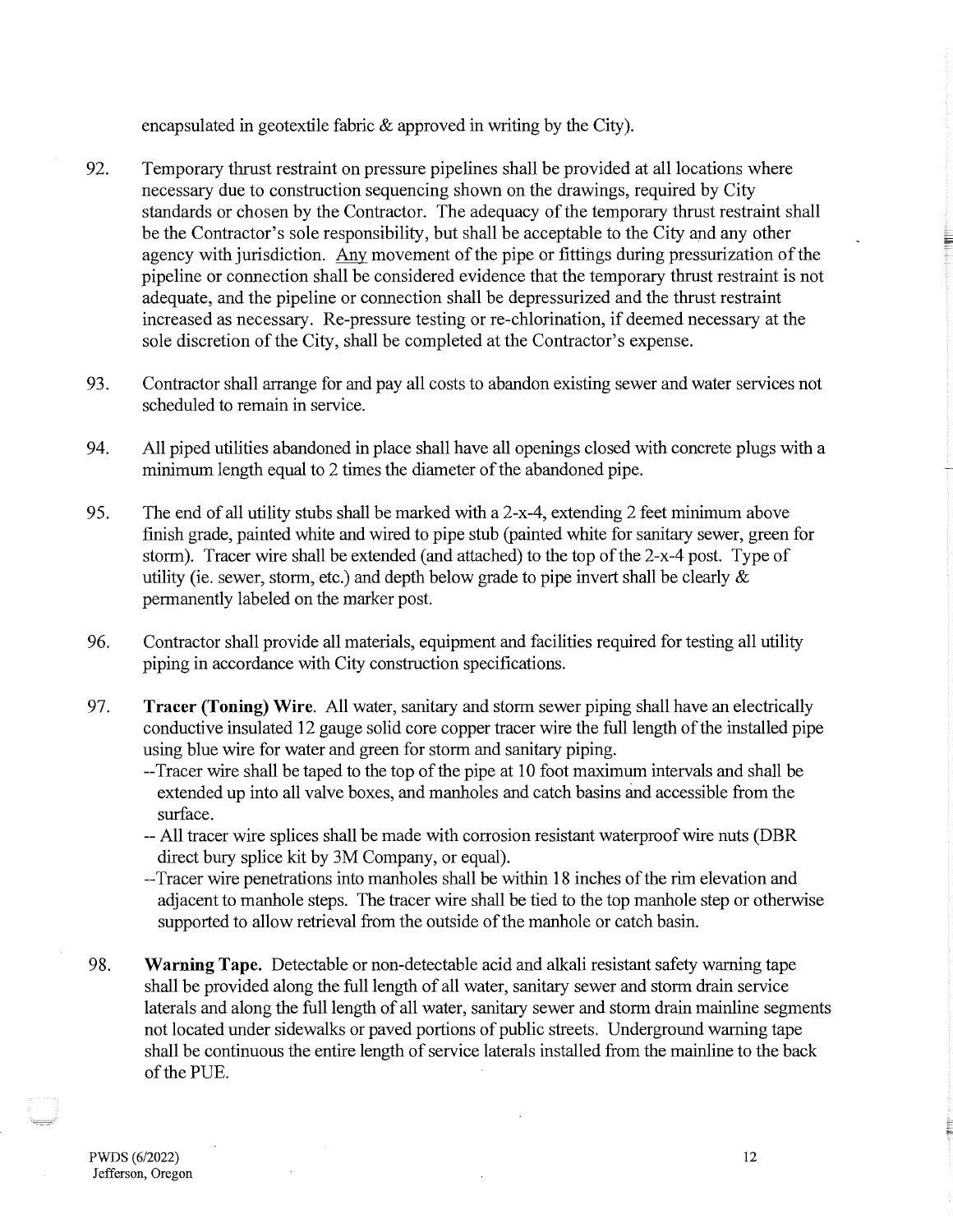encapsulated in geotextile fabric & approved in writing by the City).

92. Temporary thrust restraint on pressure pipelines shall be provided at all locations where necessary due to construction sequencing shown on the drawings, required by City standards or chosen by the Contractor. The adequacy of the temporary thrust restraint shall be the Contractor's sole responsibility, but shall be acceptable to the City and any other agency with jurisdiction. Any movement of the pipe or fittings during pressurization of the pipeline or connection shall be considered evidence that the temporary thrust restraint is not adequate, and the pipeline or connection shall be depressurized and the thrust restraint increased as necessary. Re-pressure testing or re-chlorination, if deemed necessary at the sole discretion of the City, shall be completed at the Contractor's expense.

93. Contractor shall arrange for and pay all costs to abandon existing sewer and water services not scheduled to remain in service.

94. All piped utilities abandoned in place shall have all openings closed with concrete plugs with a minimum length equal to 2 times the diameter of the abandoned pipe.

95. The end of all utility stubs shall be marked with a 2-x-4, extending 2 feet minimum above finish grade, painted white and wired to pipe stub (painted white for sanitary sewer, green for storm). Tracer wire shall be extended (and attached) to the top of the 2-x-4 post. Type of utility (ie. sewer, storm, etc.) and depth below grade to pipe invert shall be clearly & permanently labeled on the marker post.

96. Contractor shall provide all materials, equipment and facilities required for testing all utility piping in accordance with City construction specifications.

97. **Tracer (Toning) Wire**. All water, sanitary and storm sewer piping shall have an electrically conductive insulated 12 gauge solid core copper tracer wire the full length of the installed pipe using blue wire for water and green for storm and sanitary piping.
    --Tracer wire shall be taped to the top of the pipe at 10 foot maximum intervals and shall be extended up into all valve boxes, and manholes and catch basins and accessible from the surface.
    -- All tracer wire splices shall be made with corrosion resistant waterproof wire nuts (DBR direct bury splice kit by 3M Company, or equal).
    --Tracer wire penetrations into manholes shall be within 18 inches of the rim elevation and adjacent to manhole steps. The tracer wire shall be tied to the top manhole step or otherwise supported to allow retrieval from the outside of the manhole or catch basin.

98. **Warning Tape.** Detectable or non-detectable acid and alkali resistant safety warning tape shall be provided along the full length of all water, sanitary sewer and storm drain service laterals and along the full length of all water, sanitary sewer and storm drain mainline segments not located under sidewalks or paved portions of public streets. Underground warning tape shall be continuous the entire length of service laterals installed from the mainline to the back of the PUE.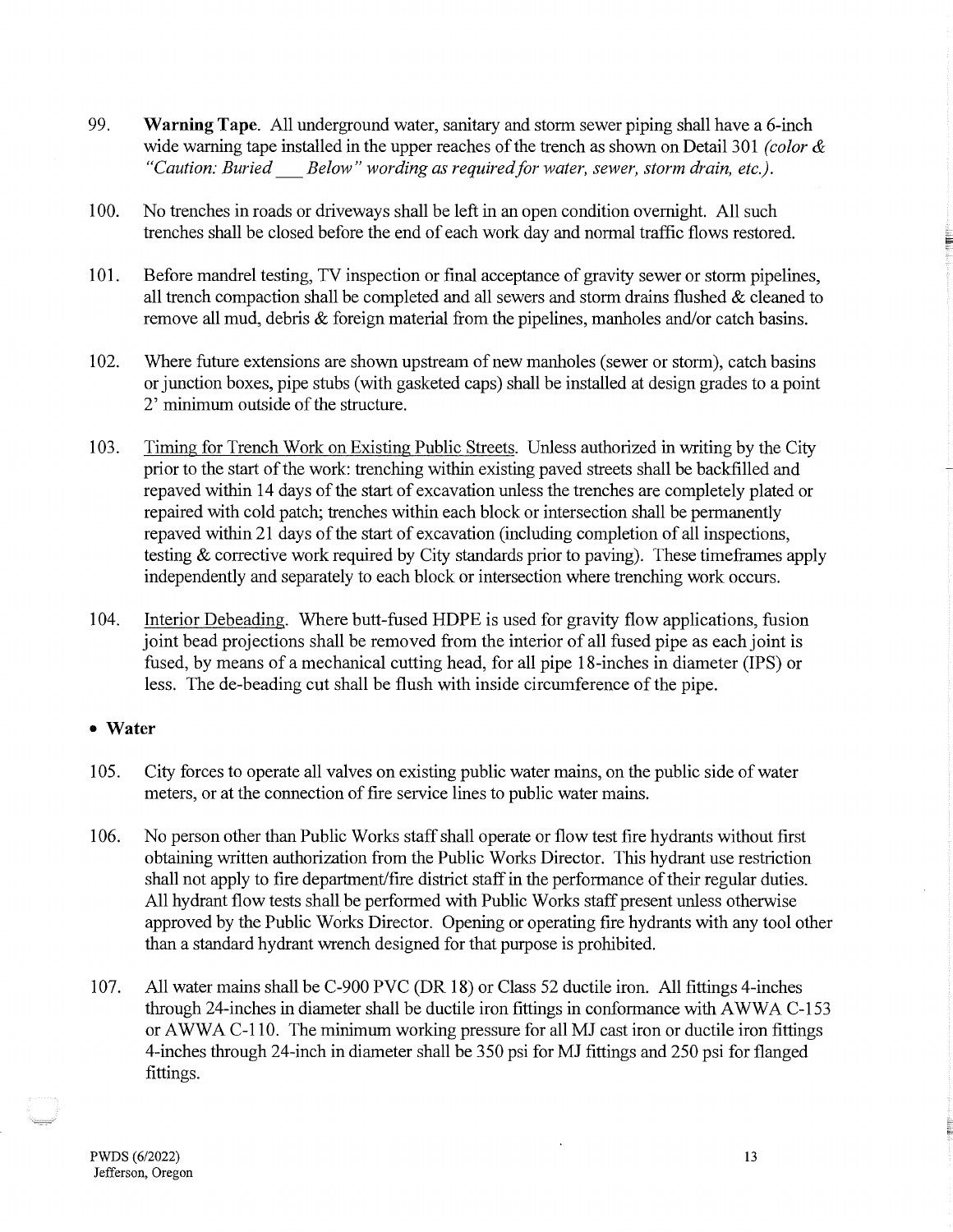99. **Warning Tape**. All underground water, sanitary and storm sewer piping shall have a 6-inch wide warning tape installed in the upper reaches of the trench as shown on Detail 301 *(color & "Caution: Buried ___ Below" wording as required for water, sewer, storm drain, etc.).*

100. No trenches in roads or driveways shall be left in an open condition overnight. All such trenches shall be closed before the end of each work day and normal traffic flows restored.

101. Before mandrel testing, TV inspection or final acceptance of gravity sewer or storm pipelines, all trench compaction shall be completed and all sewers and storm drains flushed & cleaned to remove all mud, debris & foreign material from the pipelines, manholes and/or catch basins.

102. Where future extensions are shown upstream of new manholes (sewer or storm), catch basins or junction boxes, pipe stubs (with gasketed caps) shall be installed at design grades to a point 2' minimum outside of the structure.

103. Timing for Trench Work on Existing Public Streets. Unless authorized in writing by the City prior to the start of the work: trenching within existing paved streets shall be backfilled and repaved within 14 days of the start of excavation unless the trenches are completely plated or repaired with cold patch; trenches within each block or intersection shall be permanently repaved within 21 days of the start of excavation (including completion of all inspections, testing & corrective work required by City standards prior to paving). These timeframes apply independently and separately to each block or intersection where trenching work occurs.

104. Interior Debeading. Where butt-fused HDPE is used for gravity flow applications, fusion joint bead projections shall be removed from the interior of all fused pipe as each joint is fused, by means of a mechanical cutting head, for all pipe 18-inches in diameter (IPS) or less. The de-beading cut shall be flush with inside circumference of the pipe.

- **Water**

105. City forces to operate all valves on existing public water mains, on the public side of water meters, or at the connection of fire service lines to public water mains.

106. No person other than Public Works staff shall operate or flow test fire hydrants without first obtaining written authorization from the Public Works Director. This hydrant use restriction shall not apply to fire department/fire district staff in the performance of their regular duties. All hydrant flow tests shall be performed with Public Works staff present unless otherwise approved by the Public Works Director. Opening or operating fire hydrants with any tool other than a standard hydrant wrench designed for that purpose is prohibited.

107. All water mains shall be C-900 PVC (DR 18) or Class 52 ductile iron. All fittings 4-inches through 24-inches in diameter shall be ductile iron fittings in conformance with AWWA C-153 or AWWA C-110. The minimum working pressure for all MJ cast iron or ductile iron fittings 4-inches through 24-inch in diameter shall be 350 psi for MJ fittings and 250 psi for flanged fittings.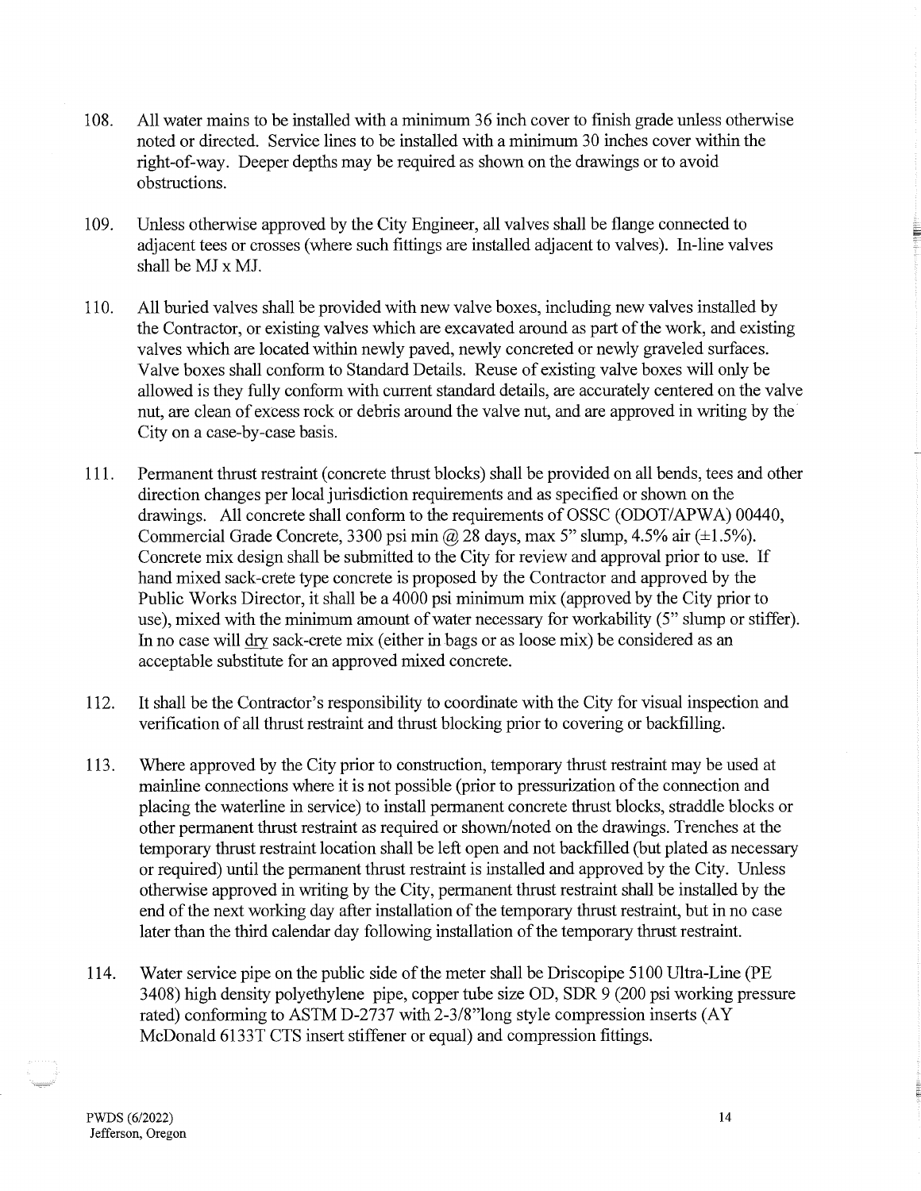108. All water mains to be installed with a minimum 36 inch cover to finish grade unless otherwise noted or directed. Service lines to be installed with a minimum 30 inches cover within the right-of-way. Deeper depths may be required as shown on the drawings or to avoid obstructions.

109. Unless otherwise approved by the City Engineer, all valves shall be flange connected to adjacent tees or crosses (where such fittings are installed adjacent to valves). In-line valves shall be MJ x MJ.

110. All buried valves shall be provided with new valve boxes, including new valves installed by the Contractor, or existing valves which are excavated around as part of the work, and existing valves which are located within newly paved, newly concreted or newly graveled surfaces. Valve boxes shall conform to Standard Details. Reuse of existing valve boxes will only be allowed is they fully conform with current standard details, are accurately centered on the valve nut, are clean of excess rock or debris around the valve nut, and are approved in writing by the City on a case-by-case basis.

111. Permanent thrust restraint (concrete thrust blocks) shall be provided on all bends, tees and other direction changes per local jurisdiction requirements and as specified or shown on the drawings. All concrete shall conform to the requirements of OSSC (ODOT/APWA) 00440, Commercial Grade Concrete, 3300 psi min @ 28 days, max 5" slump, 4.5% air (±1.5%). Concrete mix design shall be submitted to the City for review and approval prior to use. If hand mixed sack-crete type concrete is proposed by the Contractor and approved by the Public Works Director, it shall be a 4000 psi minimum mix (approved by the City prior to use), mixed with the minimum amount of water necessary for workability (5" slump or stiffer). In no case will dry sack-crete mix (either in bags or as loose mix) be considered as an acceptable substitute for an approved mixed concrete.

112. It shall be the Contractor's responsibility to coordinate with the City for visual inspection and verification of all thrust restraint and thrust blocking prior to covering or backfilling.

113. Where approved by the City prior to construction, temporary thrust restraint may be used at mainline connections where it is not possible (prior to pressurization of the connection and placing the waterline in service) to install permanent concrete thrust blocks, straddle blocks or other permanent thrust restraint as required or shown/noted on the drawings. Trenches at the temporary thrust restraint location shall be left open and not backfilled (but plated as necessary or required) until the permanent thrust restraint is installed and approved by the City. Unless otherwise approved in writing by the City, permanent thrust restraint shall be installed by the end of the next working day after installation of the temporary thrust restraint, but in no case later than the third calendar day following installation of the temporary thrust restraint.

114. Water service pipe on the public side of the meter shall be Driscopipe 5100 Ultra-Line (PE 3408) high density polyethylene pipe, copper tube size OD, SDR 9 (200 psi working pressure rated) conforming to ASTM D-2737 with 2-3/8"long style compression inserts (AY McDonald 6133T CTS insert stiffener or equal) and compression fittings.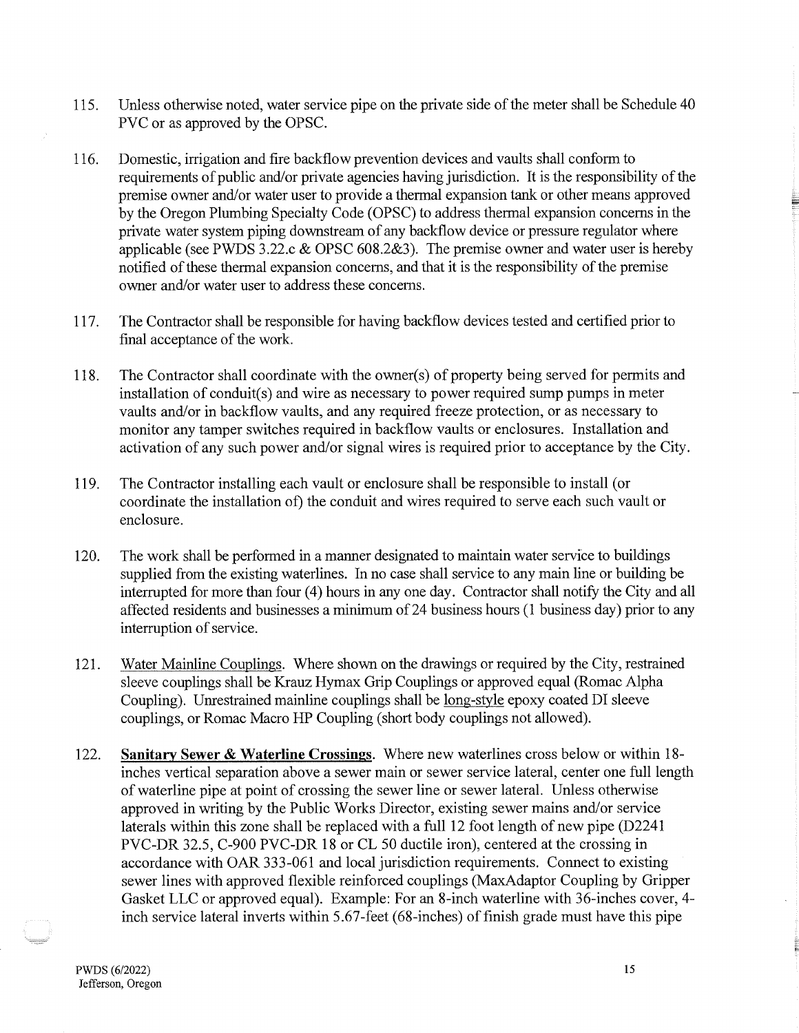115. Unless otherwise noted, water service pipe on the private side of the meter shall be Schedule 40 PVC or as approved by the OPSC.

116. Domestic, irrigation and fire backflow prevention devices and vaults shall conform to requirements of public and/or private agencies having jurisdiction. It is the responsibility of the premise owner and/or water user to provide a thermal expansion tank or other means approved by the Oregon Plumbing Specialty Code (OPSC) to address thermal expansion concerns in the private water system piping downstream of any backflow device or pressure regulator where applicable (see PWDS 3.22.c & OPSC 608.2&3). The premise owner and water user is hereby notified of these thermal expansion concerns, and that it is the responsibility of the premise owner and/or water user to address these concerns.

117. The Contractor shall be responsible for having backflow devices tested and certified prior to final acceptance of the work.

118. The Contractor shall coordinate with the owner(s) of property being served for permits and installation of conduit(s) and wire as necessary to power required sump pumps in meter vaults and/or in backflow vaults, and any required freeze protection, or as necessary to monitor any tamper switches required in backflow vaults or enclosures. Installation and activation of any such power and/or signal wires is required prior to acceptance by the City.

119. The Contractor installing each vault or enclosure shall be responsible to install (or coordinate the installation of) the conduit and wires required to serve each such vault or enclosure.

120. The work shall be performed in a manner designated to maintain water service to buildings supplied from the existing waterlines. In no case shall service to any main line or building be interrupted for more than four (4) hours in any one day. Contractor shall notify the City and all affected residents and businesses a minimum of 24 business hours (1 business day) prior to any interruption of service.

121. Water Mainline Couplings. Where shown on the drawings or required by the City, restrained sleeve couplings shall be Krauz Hymax Grip Couplings or approved equal (Romac Alpha Coupling). Unrestrained mainline couplings shall be long-style epoxy coated DI sleeve couplings, or Romac Macro HP Coupling (short body couplings not allowed).

122. **Sanitary Sewer & Waterline Crossings**. Where new waterlines cross below or within 18-inches vertical separation above a sewer main or sewer service lateral, center one full length of waterline pipe at point of crossing the sewer line or sewer lateral. Unless otherwise approved in writing by the Public Works Director, existing sewer mains and/or service laterals within this zone shall be replaced with a full 12 foot length of new pipe (D2241 PVC-DR 32.5, C-900 PVC-DR 18 or CL 50 ductile iron), centered at the crossing in accordance with OAR 333-061 and local jurisdiction requirements. Connect to existing sewer lines with approved flexible reinforced couplings (MaxAdaptor Coupling by Gripper Gasket LLC or approved equal). Example: For an 8-inch waterline with 36-inches cover, 4-inch service lateral inverts within 5.67-feet (68-inches) of finish grade must have this pipe

PWDS (6/2022)
Jefferson, Oregon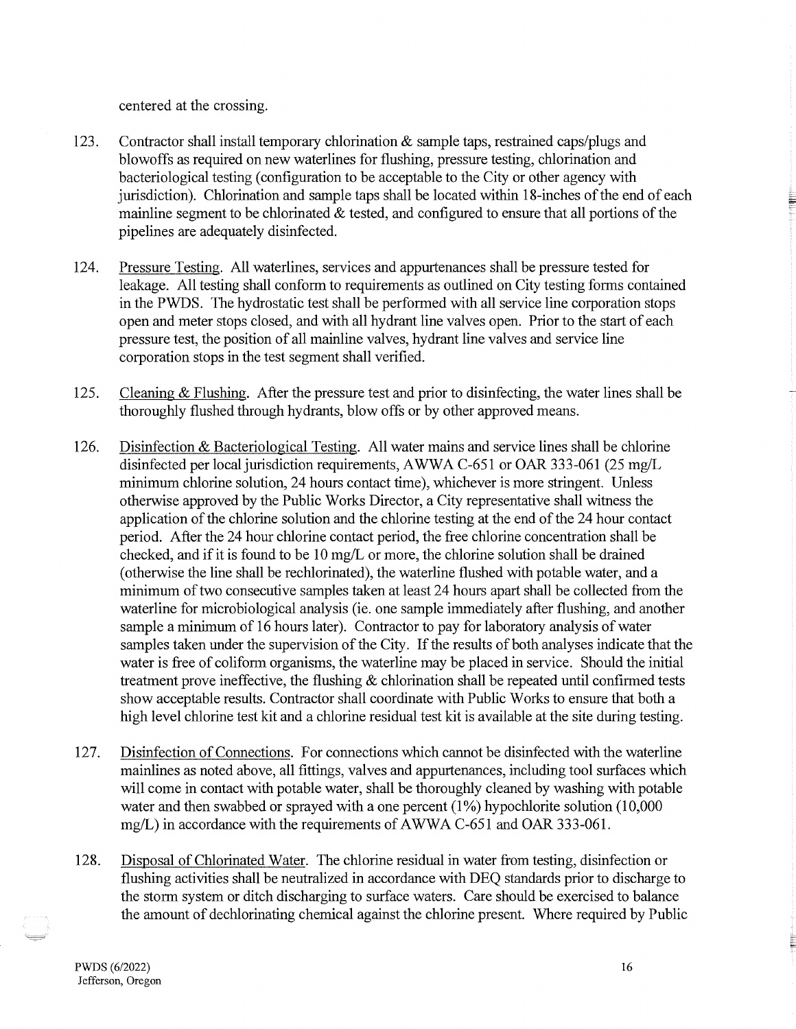centered at the crossing.

123. Contractor shall install temporary chlorination & sample taps, restrained caps/plugs and blowoffs as required on new waterlines for flushing, pressure testing, chlorination and bacteriological testing (configuration to be acceptable to the City or other agency with jurisdiction). Chlorination and sample taps shall be located within 18-inches of the end of each mainline segment to be chlorinated & tested, and configured to ensure that all portions of the pipelines are adequately disinfected.

124. Pressure Testing. All waterlines, services and appurtenances shall be pressure tested for leakage. All testing shall conform to requirements as outlined on City testing forms contained in the PWDS. The hydrostatic test shall be performed with all service line corporation stops open and meter stops closed, and with all hydrant line valves open. Prior to the start of each pressure test, the position of all mainline valves, hydrant line valves and service line corporation stops in the test segment shall verified.

125. Cleaning & Flushing. After the pressure test and prior to disinfecting, the water lines shall be thoroughly flushed through hydrants, blow offs or by other approved means.

126. Disinfection & Bacteriological Testing. All water mains and service lines shall be chlorine disinfected per local jurisdiction requirements, AWWA C-651 or OAR 333-061 (25 mg/L minimum chlorine solution, 24 hours contact time), whichever is more stringent. Unless otherwise approved by the Public Works Director, a City representative shall witness the application of the chlorine solution and the chlorine testing at the end of the 24 hour contact period. After the 24 hour chlorine contact period, the free chlorine concentration shall be checked, and if it is found to be 10 mg/L or more, the chlorine solution shall be drained (otherwise the line shall be rechlorinated), the waterline flushed with potable water, and a minimum of two consecutive samples taken at least 24 hours apart shall be collected from the waterline for microbiological analysis (ie. one sample immediately after flushing, and another sample a minimum of 16 hours later). Contractor to pay for laboratory analysis of water samples taken under the supervision of the City. If the results of both analyses indicate that the water is free of coliform organisms, the waterline may be placed in service. Should the initial treatment prove ineffective, the flushing & chlorination shall be repeated until confirmed tests show acceptable results. Contractor shall coordinate with Public Works to ensure that both a high level chlorine test kit and a chlorine residual test kit is available at the site during testing.

127. Disinfection of Connections. For connections which cannot be disinfected with the waterline mainlines as noted above, all fittings, valves and appurtenances, including tool surfaces which will come in contact with potable water, shall be thoroughly cleaned by washing with potable water and then swabbed or sprayed with a one percent (1%) hypochlorite solution (10,000 mg/L) in accordance with the requirements of AWWA C-651 and OAR 333-061.

128. Disposal of Chlorinated Water. The chlorine residual in water from testing, disinfection or flushing activities shall be neutralized in accordance with DEQ standards prior to discharge to the storm system or ditch discharging to surface waters. Care should be exercised to balance the amount of dechlorinating chemical against the chlorine present. Where required by Public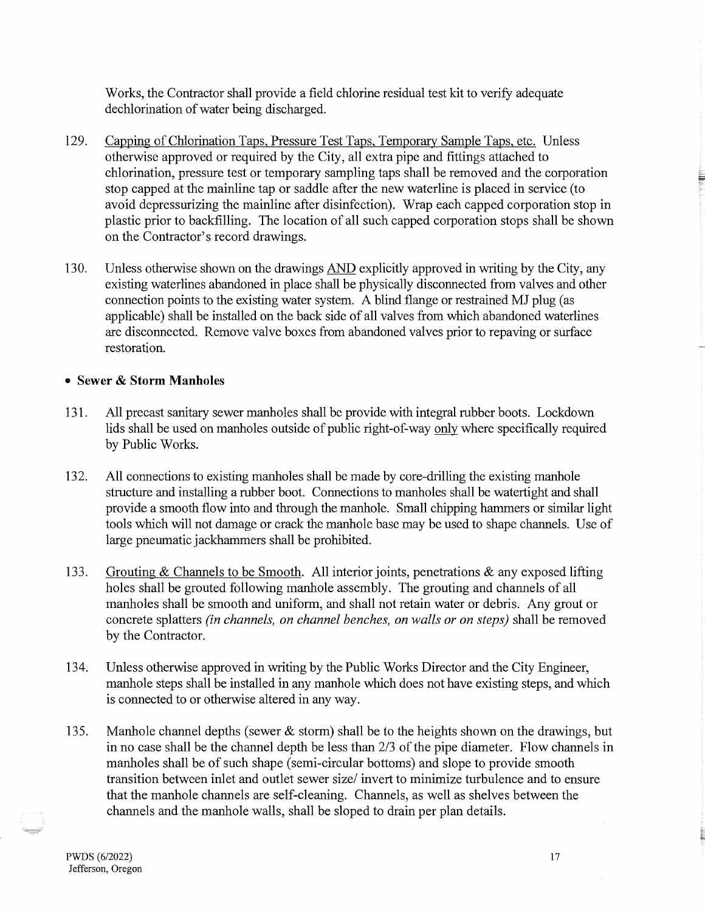Works, the Contractor shall provide a field chlorine residual test kit to verify adequate dechlorination of water being discharged.

129. Capping of Chlorination Taps, Pressure Test Taps, Temporary Sample Taps, etc. Unless otherwise approved or required by the City, all extra pipe and fittings attached to chlorination, pressure test or temporary sampling taps shall be removed and the corporation stop capped at the mainline tap or saddle after the new waterline is placed in service (to avoid depressurizing the mainline after disinfection). Wrap each capped corporation stop in plastic prior to backfilling. The location of all such capped corporation stops shall be shown on the Contractor's record drawings.

130. Unless otherwise shown on the drawings AND explicitly approved in writing by the City, any existing waterlines abandoned in place shall be physically disconnected from valves and other connection points to the existing water system. A blind flange or restrained MJ plug (as applicable) shall be installed on the back side of all valves from which abandoned waterlines are disconnected. Remove valve boxes from abandoned valves prior to repaving or surface restoration.

- **Sewer & Storm Manholes**

131. All precast sanitary sewer manholes shall be provide with integral rubber boots. Lockdown lids shall be used on manholes outside of public right-of-way only where specifically required by Public Works.

132. All connections to existing manholes shall be made by core-drilling the existing manhole structure and installing a rubber boot. Connections to manholes shall be watertight and shall provide a smooth flow into and through the manhole. Small chipping hammers or similar light tools which will not damage or crack the manhole base may be used to shape channels. Use of large pneumatic jackhammers shall be prohibited.

133. Grouting & Channels to be Smooth. All interior joints, penetrations & any exposed lifting holes shall be grouted following manhole assembly. The grouting and channels of all manholes shall be smooth and uniform, and shall not retain water or debris. Any grout or concrete splatters *(in channels, on channel benches, on walls or on steps)* shall be removed by the Contractor.

134. Unless otherwise approved in writing by the Public Works Director and the City Engineer, manhole steps shall be installed in any manhole which does not have existing steps, and which is connected to or otherwise altered in any way.

135. Manhole channel depths (sewer & storm) shall be to the heights shown on the drawings, but in no case shall be the channel depth be less than 2/3 of the pipe diameter. Flow channels in manholes shall be of such shape (semi-circular bottoms) and slope to provide smooth transition between inlet and outlet sewer size/ invert to minimize turbulence and to ensure that the manhole channels are self-cleaning. Channels, as well as shelves between the channels and the manhole walls, shall be sloped to drain per plan details.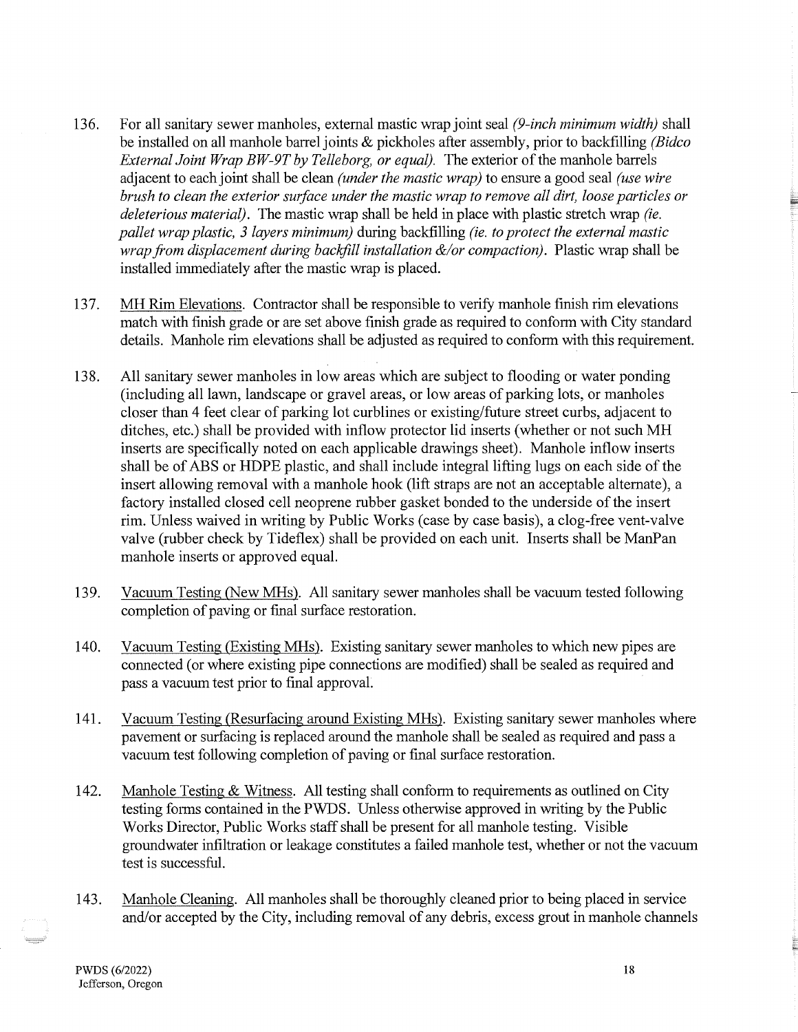136. For all sanitary sewer manholes, external mastic wrap joint seal *(9-inch minimum width)* shall be installed on all manhole barrel joints & pickholes after assembly, prior to backfilling *(Bidco External Joint Wrap BW-9T by Telleborg, or equal).* The exterior of the manhole barrels adjacent to each joint shall be clean *(under the mastic wrap)* to ensure a good seal *(use wire brush to clean the exterior surface under the mastic wrap to remove all dirt, loose particles or deleterious material).* The mastic wrap shall be held in place with plastic stretch wrap *(ie. pallet wrap plastic, 3 layers minimum)* during backfilling *(ie. to protect the external mastic wrap from displacement during backfill installation &/or compaction).* Plastic wrap shall be installed immediately after the mastic wrap is placed.

137. <u>MH Rim Elevations</u>. Contractor shall be responsible to verify manhole finish rim elevations match with finish grade or are set above finish grade as required to conform with City standard details. Manhole rim elevations shall be adjusted as required to conform with this requirement.

138. All sanitary sewer manholes in low areas which are subject to flooding or water ponding (including all lawn, landscape or gravel areas, or low areas of parking lots, or manholes closer than 4 feet clear of parking lot curblines or existing/future street curbs, adjacent to ditches, etc.) shall be provided with inflow protector lid inserts (whether or not such MH inserts are specifically noted on each applicable drawings sheet). Manhole inflow inserts shall be of ABS or HDPE plastic, and shall include integral lifting lugs on each side of the insert allowing removal with a manhole hook (lift straps are not an acceptable alternate), a factory installed closed cell neoprene rubber gasket bonded to the underside of the insert rim. Unless waived in writing by Public Works (case by case basis), a clog-free vent-valve valve (rubber check by Tideflex) shall be provided on each unit. Inserts shall be ManPan manhole inserts or approved equal.

139. <u>Vacuum Testing (New MHs)</u>. All sanitary sewer manholes shall be vacuum tested following completion of paving or final surface restoration.

140. <u>Vacuum Testing (Existing MHs)</u>. Existing sanitary sewer manholes to which new pipes are connected (or where existing pipe connections are modified) shall be sealed as required and pass a vacuum test prior to final approval.

141. <u>Vacuum Testing (Resurfacing around Existing MHs)</u>. Existing sanitary sewer manholes where pavement or surfacing is replaced around the manhole shall be sealed as required and pass a vacuum test following completion of paving or final surface restoration.

142. <u>Manhole Testing & Witness</u>. All testing shall conform to requirements as outlined on City testing forms contained in the PWDS. Unless otherwise approved in writing by the Public Works Director, Public Works staff shall be present for all manhole testing. Visible groundwater infiltration or leakage constitutes a failed manhole test, whether or not the vacuum test is successful.

143. <u>Manhole Cleaning</u>. All manholes shall be thoroughly cleaned prior to being placed in service and/or accepted by the City, including removal of any debris, excess grout in manhole channels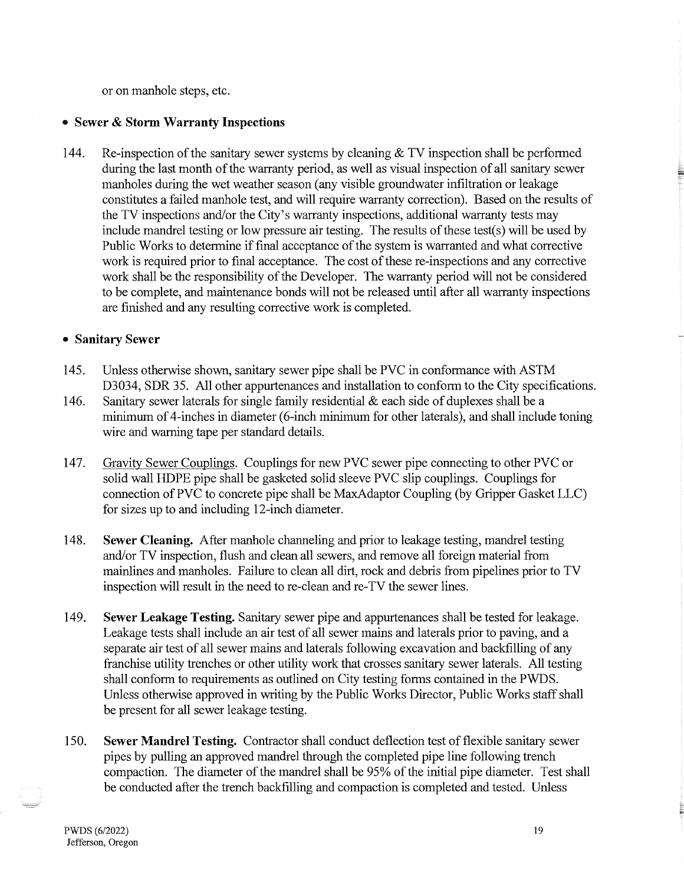or on manhole steps, etc.

- **Sewer & Storm Warranty Inspections**

144. Re-inspection of the sanitary sewer systems by cleaning & TV inspection shall be performed during the last month of the warranty period, as well as visual inspection of all sanitary sewer manholes during the wet weather season (any visible groundwater infiltration or leakage constitutes a failed manhole test, and will require warranty correction). Based on the results of the TV inspections and/or the City's warranty inspections, additional warranty tests may include mandrel testing or low pressure air testing. The results of these test(s) will be used by Public Works to determine if final acceptance of the system is warranted and what corrective work is required prior to final acceptance. The cost of these re-inspections and any corrective work shall be the responsibility of the Developer. The warranty period will not be considered to be complete, and maintenance bonds will not be released until after all warranty inspections are finished and any resulting corrective work is completed.

- **Sanitary Sewer**

145. Unless otherwise shown, sanitary sewer pipe shall be PVC in conformance with ASTM D3034, SDR 35. All other appurtenances and installation to conform to the City specifications.
146. Sanitary sewer laterals for single family residential & each side of duplexes shall be a minimum of 4-inches in diameter (6-inch minimum for other laterals), and shall include toning wire and warning tape per standard details.

147. Gravity Sewer Couplings. Couplings for new PVC sewer pipe connecting to other PVC or solid wall HDPE pipe shall be gasketed solid sleeve PVC slip couplings. Couplings for connection of PVC to concrete pipe shall be MaxAdaptor Coupling (by Gripper Gasket LLC) for sizes up to and including 12-inch diameter.

148. **Sewer Cleaning.** After manhole channeling and prior to leakage testing, mandrel testing and/or TV inspection, flush and clean all sewers, and remove all foreign material from mainlines and manholes. Failure to clean all dirt, rock and debris from pipelines prior to TV inspection will result in the need to re-clean and re-TV the sewer lines.

149. **Sewer Leakage Testing.** Sanitary sewer pipe and appurtenances shall be tested for leakage. Leakage tests shall include an air test of all sewer mains and laterals prior to paving, and a separate air test of all sewer mains and laterals following excavation and backfilling of any franchise utility trenches or other utility work that crosses sanitary sewer laterals. All testing shall conform to requirements as outlined on City testing forms contained in the PWDS. Unless otherwise approved in writing by the Public Works Director, Public Works staff shall be present for all sewer leakage testing.

150. **Sewer Mandrel Testing.** Contractor shall conduct deflection test of flexible sanitary sewer pipes by pulling an approved mandrel through the completed pipe line following trench compaction. The diameter of the mandrel shall be 95% of the initial pipe diameter. Test shall be conducted after the trench backfilling and compaction is completed and tested. Unless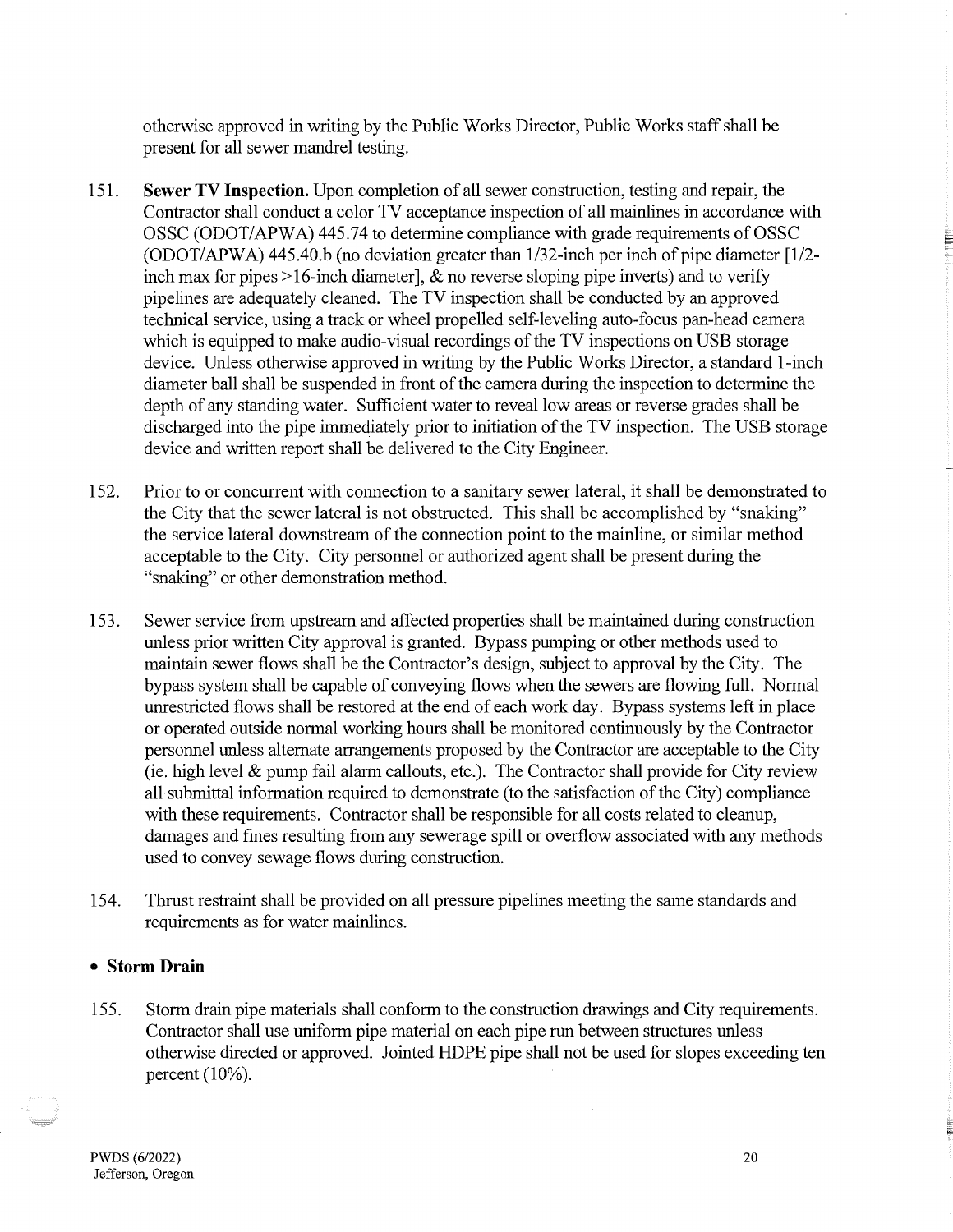otherwise approved in writing by the Public Works Director, Public Works staff shall be present for all sewer mandrel testing.

151. **Sewer TV Inspection.** Upon completion of all sewer construction, testing and repair, the Contractor shall conduct a color TV acceptance inspection of all mainlines in accordance with OSSC (ODOT/APWA) 445.74 to determine compliance with grade requirements of OSSC (ODOT/APWA) 445.40.b (no deviation greater than 1/32-inch per inch of pipe diameter [1/2-inch max for pipes >16-inch diameter], & no reverse sloping pipe inverts) and to verify pipelines are adequately cleaned. The TV inspection shall be conducted by an approved technical service, using a track or wheel propelled self-leveling auto-focus pan-head camera which is equipped to make audio-visual recordings of the TV inspections on USB storage device. Unless otherwise approved in writing by the Public Works Director, a standard 1-inch diameter ball shall be suspended in front of the camera during the inspection to determine the depth of any standing water. Sufficient water to reveal low areas or reverse grades shall be discharged into the pipe immediately prior to initiation of the TV inspection. The USB storage device and written report shall be delivered to the City Engineer.

152. Prior to or concurrent with connection to a sanitary sewer lateral, it shall be demonstrated to the City that the sewer lateral is not obstructed. This shall be accomplished by "snaking" the service lateral downstream of the connection point to the mainline, or similar method acceptable to the City. City personnel or authorized agent shall be present during the "snaking" or other demonstration method.

153. Sewer service from upstream and affected properties shall be maintained during construction unless prior written City approval is granted. Bypass pumping or other methods used to maintain sewer flows shall be the Contractor's design, subject to approval by the City. The bypass system shall be capable of conveying flows when the sewers are flowing full. Normal unrestricted flows shall be restored at the end of each work day. Bypass systems left in place or operated outside normal working hours shall be monitored continuously by the Contractor personnel unless alternate arrangements proposed by the Contractor are acceptable to the City (ie. high level & pump fail alarm callouts, etc.). The Contractor shall provide for City review all submittal information required to demonstrate (to the satisfaction of the City) compliance with these requirements. Contractor shall be responsible for all costs related to cleanup, damages and fines resulting from any sewerage spill or overflow associated with any methods used to convey sewage flows during construction.

154. Thrust restraint shall be provided on all pressure pipelines meeting the same standards and requirements as for water mainlines.

- **Storm Drain**

155. Storm drain pipe materials shall conform to the construction drawings and City requirements. Contractor shall use uniform pipe material on each pipe run between structures unless otherwise directed or approved. Jointed HDPE pipe shall not be used for slopes exceeding ten percent (10%).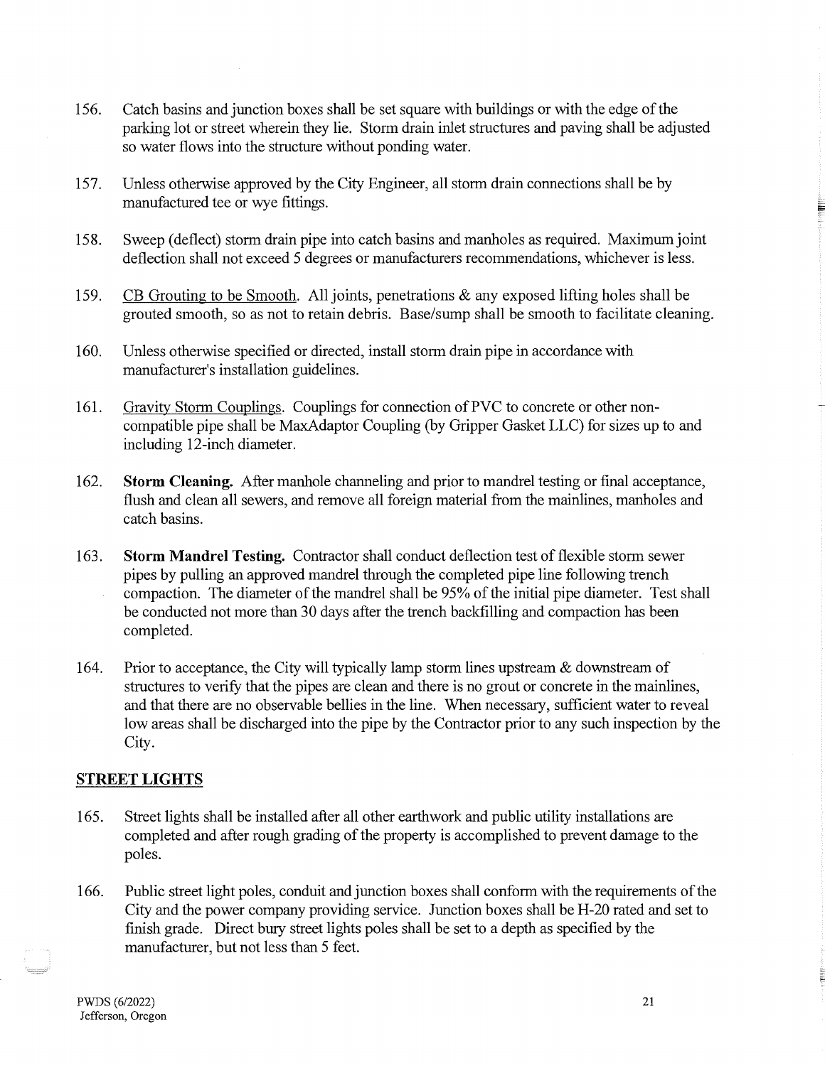156. Catch basins and junction boxes shall be set square with buildings or with the edge of the parking lot or street wherein they lie. Storm drain inlet structures and paving shall be adjusted so water flows into the structure without ponding water.

157. Unless otherwise approved by the City Engineer, all storm drain connections shall be by manufactured tee or wye fittings.

158. Sweep (deflect) storm drain pipe into catch basins and manholes as required. Maximum joint deflection shall not exceed 5 degrees or manufacturers recommendations, whichever is less.

159. CB Grouting to be Smooth. All joints, penetrations & any exposed lifting holes shall be grouted smooth, so as not to retain debris. Base/sump shall be smooth to facilitate cleaning.

160. Unless otherwise specified or directed, install storm drain pipe in accordance with manufacturer's installation guidelines.

161. Gravity Storm Couplings. Couplings for connection of PVC to concrete or other non-compatible pipe shall be MaxAdaptor Coupling (by Gripper Gasket LLC) for sizes up to and including 12-inch diameter.

162. **Storm Cleaning.** After manhole channeling and prior to mandrel testing or final acceptance, flush and clean all sewers, and remove all foreign material from the mainlines, manholes and catch basins.

163. **Storm Mandrel Testing.** Contractor shall conduct deflection test of flexible storm sewer pipes by pulling an approved mandrel through the completed pipe line following trench compaction. The diameter of the mandrel shall be 95% of the initial pipe diameter. Test shall be conducted not more than 30 days after the trench backfilling and compaction has been completed.

164. Prior to acceptance, the City will typically lamp storm lines upstream & downstream of structures to verify that the pipes are clean and there is no grout or concrete in the mainlines, and that there are no observable bellies in the line. When necessary, sufficient water to reveal low areas shall be discharged into the pipe by the Contractor prior to any such inspection by the City.

## STREET LIGHTS

165. Street lights shall be installed after all other earthwork and public utility installations are completed and after rough grading of the property is accomplished to prevent damage to the poles.

166. Public street light poles, conduit and junction boxes shall conform with the requirements of the City and the power company providing service. Junction boxes shall be H-20 rated and set to finish grade. Direct bury street lights poles shall be set to a depth as specified by the manufacturer, but not less than 5 feet.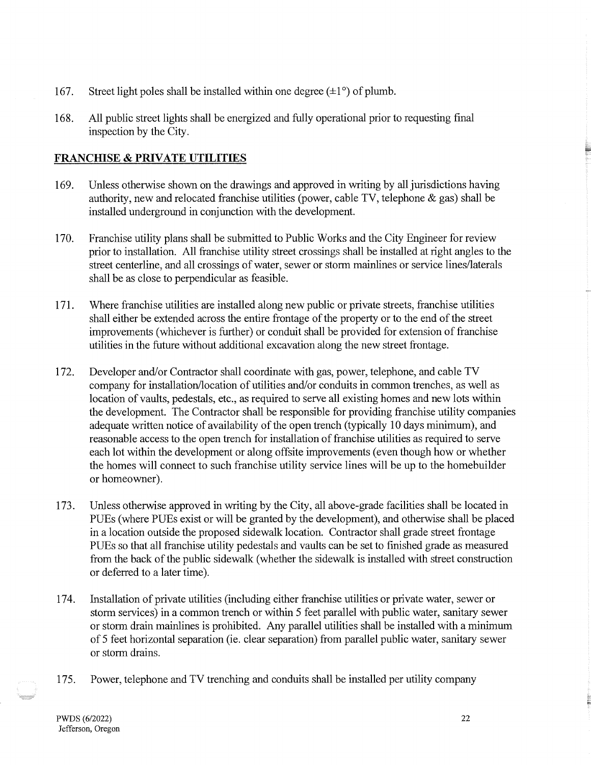167. Street light poles shall be installed within one degree (±1°) of plumb.

168. All public street lights shall be energized and fully operational prior to requesting final inspection by the City.

## FRANCHISE & PRIVATE UTILITIES

169. Unless otherwise shown on the drawings and approved in writing by all jurisdictions having authority, new and relocated franchise utilities (power, cable TV, telephone & gas) shall be installed underground in conjunction with the development.

170. Franchise utility plans shall be submitted to Public Works and the City Engineer for review prior to installation. All franchise utility street crossings shall be installed at right angles to the street centerline, and all crossings of water, sewer or storm mainlines or service lines/laterals shall be as close to perpendicular as feasible.

171. Where franchise utilities are installed along new public or private streets, franchise utilities shall either be extended across the entire frontage of the property or to the end of the street improvements (whichever is further) or conduit shall be provided for extension of franchise utilities in the future without additional excavation along the new street frontage.

172. Developer and/or Contractor shall coordinate with gas, power, telephone, and cable TV company for installation/location of utilities and/or conduits in common trenches, as well as location of vaults, pedestals, etc., as required to serve all existing homes and new lots within the development. The Contractor shall be responsible for providing franchise utility companies adequate written notice of availability of the open trench (typically 10 days minimum), and reasonable access to the open trench for installation of franchise utilities as required to serve each lot within the development or along offsite improvements (even though how or whether the homes will connect to such franchise utility service lines will be up to the homebuilder or homeowner).

173. Unless otherwise approved in writing by the City, all above-grade facilities shall be located in PUEs (where PUEs exist or will be granted by the development), and otherwise shall be placed in a location outside the proposed sidewalk location. Contractor shall grade street frontage PUEs so that all franchise utility pedestals and vaults can be set to finished grade as measured from the back of the public sidewalk (whether the sidewalk is installed with street construction or deferred to a later time).

174. Installation of private utilities (including either franchise utilities or private water, sewer or storm services) in a common trench or within 5 feet parallel with public water, sanitary sewer or storm drain mainlines is prohibited. Any parallel utilities shall be installed with a minimum of 5 feet horizontal separation (ie. clear separation) from parallel public water, sanitary sewer or storm drains.

175. Power, telephone and TV trenching and conduits shall be installed per utility company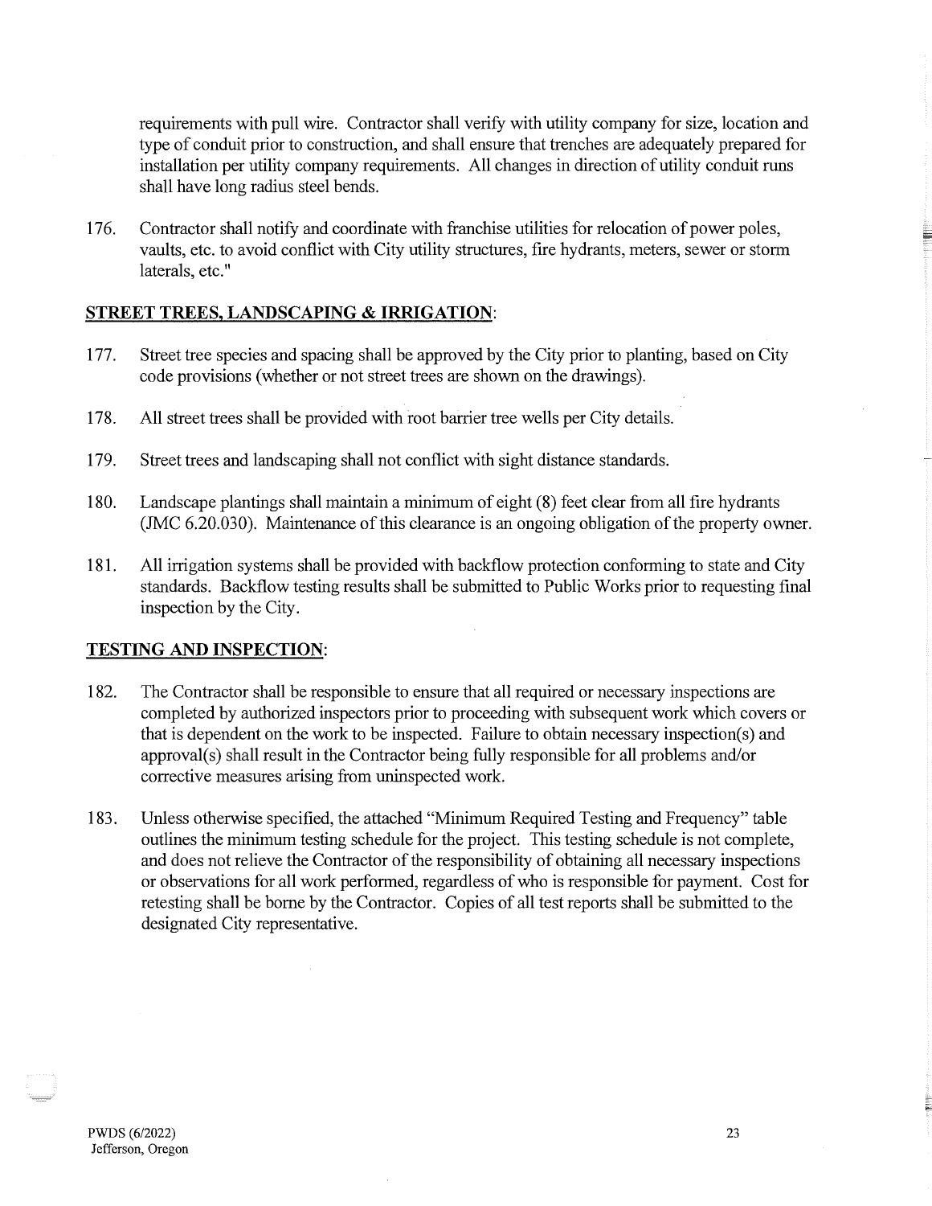requirements with pull wire. Contractor shall verify with utility company for size, location and type of conduit prior to construction, and shall ensure that trenches are adequately prepared for installation per utility company requirements. All changes in direction of utility conduit runs shall have long radius steel bends.

176. Contractor shall notify and coordinate with franchise utilities for relocation of power poles, vaults, etc. to avoid conflict with City utility structures, fire hydrants, meters, sewer or storm laterals, etc."

## STREET TREES, LANDSCAPING & IRRIGATION:

177. Street tree species and spacing shall be approved by the City prior to planting, based on City code provisions (whether or not street trees are shown on the drawings).

178. All street trees shall be provided with root barrier tree wells per City details.

179. Street trees and landscaping shall not conflict with sight distance standards.

180. Landscape plantings shall maintain a minimum of eight (8) feet clear from all fire hydrants (JMC 6.20.030). Maintenance of this clearance is an ongoing obligation of the property owner.

181. All irrigation systems shall be provided with backflow protection conforming to state and City standards. Backflow testing results shall be submitted to Public Works prior to requesting final inspection by the City.

## TESTING AND INSPECTION:

182. The Contractor shall be responsible to ensure that all required or necessary inspections are completed by authorized inspectors prior to proceeding with subsequent work which covers or that is dependent on the work to be inspected. Failure to obtain necessary inspection(s) and approval(s) shall result in the Contractor being fully responsible for all problems and/or corrective measures arising from uninspected work.

183. Unless otherwise specified, the attached "Minimum Required Testing and Frequency" table outlines the minimum testing schedule for the project. This testing schedule is not complete, and does not relieve the Contractor of the responsibility of obtaining all necessary inspections or observations for all work performed, regardless of who is responsible for payment. Cost for retesting shall be borne by the Contractor. Copies of all test reports shall be submitted to the designated City representative.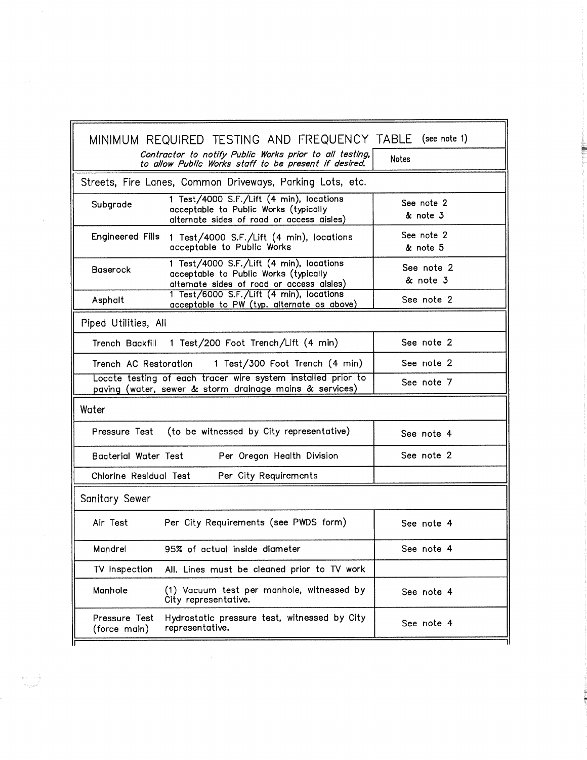| MINIMUM REQUIRED TESTING AND FREQUENCY TABLE (see note 1) | | |
|---|---|---|
| *Contractor to notify Public Works prior to all testing, to allow Public Works staff to be present if desired.* | | Notes |
| **Streets, Fire Lanes, Common Driveways, Parking Lots, etc.** | | |
| Subgrade | 1 Test/4000 S.F./Lift (4 min), locations acceptable to Public Works (typically alternate sides of road or access aisles) | See note 2 & note 3 |
| Engineered Fills | 1 Test/4000 S.F./Lift (4 min), locations acceptable to Public Works | See note 2 & note 5 |
| Baserock | 1 Test/4000 S.F./Lift (4 min), locations acceptable to Public Works (typically alternate sides of road or access aisles) | See note 2 & note 3 |
| Asphalt | 1 Test/6000 S.F./Lift (4 min), locations acceptable to PW (typ. alternate as above) | See note 2 |
| **Piped Utilities, All** | | |
| Trench Backfill | 1 Test/200 Foot Trench/Lift (4 min) | See note 2 |
| Trench AC Restoration | 1 Test/300 Foot Trench (4 min) | See note 2 |
| Locate testing of each tracer wire system installed prior to paving (water, sewer & storm drainage mains & services) | | See note 7 |
| **Water** | | |
| Pressure Test | (to be witnessed by City representative) | See note 4 |
| Bacterial Water Test | Per Oregon Health Division | See note 2 |
| Chlorine Residual Test | Per City Requirements | |
| **Sanitary Sewer** | | |
| Air Test | Per City Requirements (see PWDS form) | See note 4 |
| Mandrel | 95% of actual inside diameter | See note 4 |
| TV Inspection | All. Lines must be cleaned prior to TV work | |
| Manhole | (1) Vacuum test per manhole, witnessed by City representative. | See note 4 |
| Pressure Test (force main) | Hydrostatic pressure test, witnessed by City representative. | See note 4 |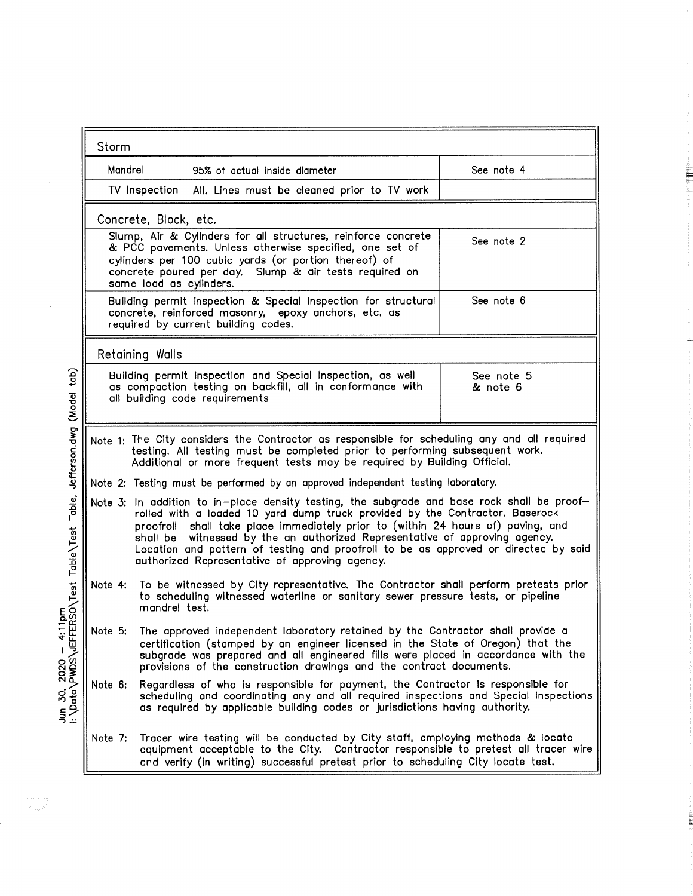| | |
|---|---|
| **Storm** | |
| Mandrel 95% of actual inside diameter | See note 4 |
| TV Inspection All. Lines must be cleaned prior to TV work | |
| **Concrete, Block, etc.** | |
| Slump, Air & Cylinders for all structures, reinforce concrete & PCC pavements. Unless otherwise specified, one set of cylinders per 100 cubic yards (or portion thereof) of concrete poured per day. Slump & air tests required on same load as cylinders. | See note 2 |
| Building permit inspection & Special Inspection for structural concrete, reinforced masonry, epoxy anchors, etc. as required by current building codes. | See note 6 |
| **Retaining Walls** | |
| Building permit inspection and Special Inspection, as well as compaction testing on backfill, all in conformance with all building code requirements | See note 5 & note 6 |

Note 1: The City considers the Contractor as responsible for scheduling any and all required testing. All testing must be completed prior to performing subsequent work. Additional or more frequent tests may be required by Building Official.

Note 2: Testing must be performed by an approved independent testing laboratory.

Note 3: In addition to in-place density testing, the subgrade and base rock shall be proof-rolled with a loaded 10 yard dump truck provided by the Contractor. Baserock proofroll shall take place immediately prior to (within 24 hours of) paving, and shall be witnessed by the an authorized Representative of approving agency. Location and pattern of testing and proofroll to be as approved or directed by said authorized Representative of approving agency.

Note 4: To be witnessed by City representative. The Contractor shall perform pretests prior to scheduling witnessed waterline or sanitary sewer pressure tests, or pipeline mandrel test.

Note 5: The approved independent laboratory retained by the Contractor shall provide a certification (stamped by an engineer licensed in the State of Oregon) that the subgrade was prepared and all engineered fills were placed in accordance with the provisions of the construction drawings and the contract documents.

Note 6: Regardless of who is responsible for payment, the Contractor is responsible for scheduling and coordinating any and all required inspections and Special Inspections as required by applicable building codes or jurisdictions having authority.

Note 7: Tracer wire testing will be conducted by City staff, employing methods & locate equipment acceptable to the City. Contractor responsible to pretest all tracer wire and verify (in writing) successful pretest prior to scheduling City locate test.

Jun 30, 2020 – 4:11pm
I:\Data\PWDS\JEFFERSO\Test Table\Test Table, Jefferson.dwg (Model tab)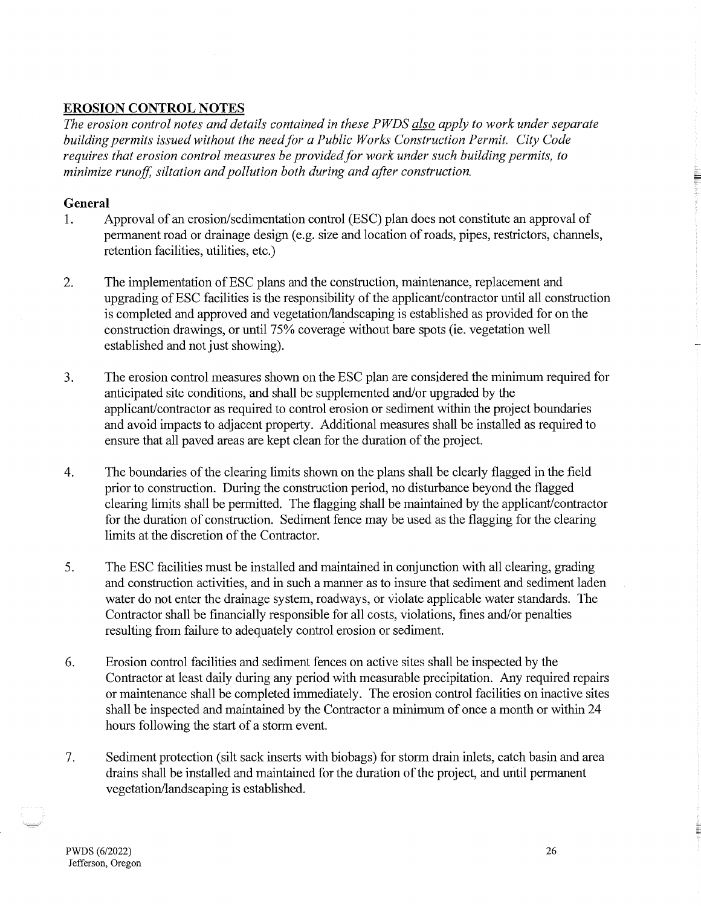## EROSION CONTROL NOTES

*The erosion control notes and details contained in these PWDS* *__also__* *apply to work under separate building permits issued without the need for a Public Works Construction Permit. City Code requires that erosion control measures be provided for work under such building permits, to minimize runoff, siltation and pollution both during and after construction.*

### General

1. Approval of an erosion/sedimentation control (ESC) plan does not constitute an approval of permanent road or drainage design (e.g. size and location of roads, pipes, restrictors, channels, retention facilities, utilities, etc.)

2. The implementation of ESC plans and the construction, maintenance, replacement and upgrading of ESC facilities is the responsibility of the applicant/contractor until all construction is completed and approved and vegetation/landscaping is established as provided for on the construction drawings, or until 75% coverage without bare spots (ie. vegetation well established and not just showing).

3. The erosion control measures shown on the ESC plan are considered the minimum required for anticipated site conditions, and shall be supplemented and/or upgraded by the applicant/contractor as required to control erosion or sediment within the project boundaries and avoid impacts to adjacent property. Additional measures shall be installed as required to ensure that all paved areas are kept clean for the duration of the project.

4. The boundaries of the clearing limits shown on the plans shall be clearly flagged in the field prior to construction. During the construction period, no disturbance beyond the flagged clearing limits shall be permitted. The flagging shall be maintained by the applicant/contractor for the duration of construction. Sediment fence may be used as the flagging for the clearing limits at the discretion of the Contractor.

5. The ESC facilities must be installed and maintained in conjunction with all clearing, grading and construction activities, and in such a manner as to insure that sediment and sediment laden water do not enter the drainage system, roadways, or violate applicable water standards. The Contractor shall be financially responsible for all costs, violations, fines and/or penalties resulting from failure to adequately control erosion or sediment.

6. Erosion control facilities and sediment fences on active sites shall be inspected by the Contractor at least daily during any period with measurable precipitation. Any required repairs or maintenance shall be completed immediately. The erosion control facilities on inactive sites shall be inspected and maintained by the Contractor a minimum of once a month or within 24 hours following the start of a storm event.

7. Sediment protection (silt sack inserts with biobags) for storm drain inlets, catch basin and area drains shall be installed and maintained for the duration of the project, and until permanent vegetation/landscaping is established.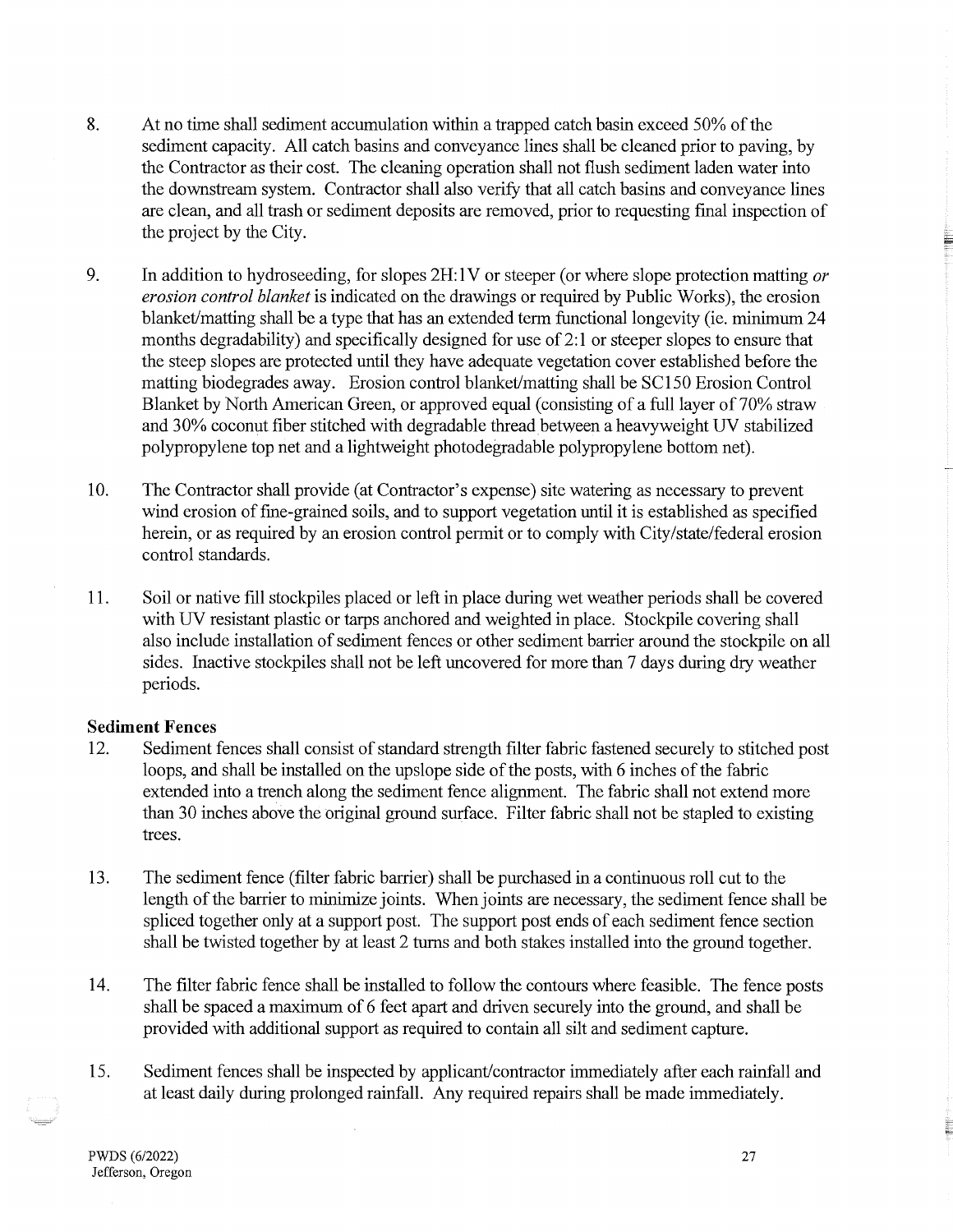8. At no time shall sediment accumulation within a trapped catch basin exceed 50% of the sediment capacity. All catch basins and conveyance lines shall be cleaned prior to paving, by the Contractor as their cost. The cleaning operation shall not flush sediment laden water into the downstream system. Contractor shall also verify that all catch basins and conveyance lines are clean, and all trash or sediment deposits are removed, prior to requesting final inspection of the project by the City.

9. In addition to hydroseeding, for slopes 2H:1V or steeper (or where slope protection matting *or erosion control blanket* is indicated on the drawings or required by Public Works), the erosion blanket/matting shall be a type that has an extended term functional longevity (ie. minimum 24 months degradability) and specifically designed for use of 2:1 or steeper slopes to ensure that the steep slopes are protected until they have adequate vegetation cover established before the matting biodegrades away. Erosion control blanket/matting shall be SC150 Erosion Control Blanket by North American Green, or approved equal (consisting of a full layer of 70% straw and 30% coconut fiber stitched with degradable thread between a heavyweight UV stabilized polypropylene top net and a lightweight photodegradable polypropylene bottom net).

10. The Contractor shall provide (at Contractor's expense) site watering as necessary to prevent wind erosion of fine-grained soils, and to support vegetation until it is established as specified herein, or as required by an erosion control permit or to comply with City/state/federal erosion control standards.

11. Soil or native fill stockpiles placed or left in place during wet weather periods shall be covered with UV resistant plastic or tarps anchored and weighted in place. Stockpile covering shall also include installation of sediment fences or other sediment barrier around the stockpile on all sides. Inactive stockpiles shall not be left uncovered for more than 7 days during dry weather periods.

**Sediment Fences**

12. Sediment fences shall consist of standard strength filter fabric fastened securely to stitched post loops, and shall be installed on the upslope side of the posts, with 6 inches of the fabric extended into a trench along the sediment fence alignment. The fabric shall not extend more than 30 inches above the original ground surface. Filter fabric shall not be stapled to existing trees.

13. The sediment fence (filter fabric barrier) shall be purchased in a continuous roll cut to the length of the barrier to minimize joints. When joints are necessary, the sediment fence shall be spliced together only at a support post. The support post ends of each sediment fence section shall be twisted together by at least 2 turns and both stakes installed into the ground together.

14. The filter fabric fence shall be installed to follow the contours where feasible. The fence posts shall be spaced a maximum of 6 feet apart and driven securely into the ground, and shall be provided with additional support as required to contain all silt and sediment capture.

15. Sediment fences shall be inspected by applicant/contractor immediately after each rainfall and at least daily during prolonged rainfall. Any required repairs shall be made immediately.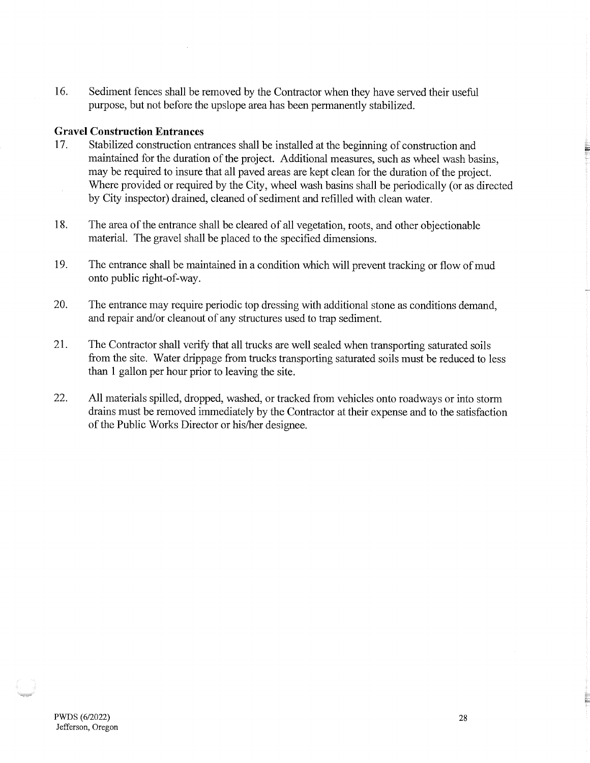16. Sediment fences shall be removed by the Contractor when they have served their useful purpose, but not before the upslope area has been permanently stabilized.

**Gravel Construction Entrances**

17. Stabilized construction entrances shall be installed at the beginning of construction and maintained for the duration of the project. Additional measures, such as wheel wash basins, may be required to insure that all paved areas are kept clean for the duration of the project. Where provided or required by the City, wheel wash basins shall be periodically (or as directed by City inspector) drained, cleaned of sediment and refilled with clean water.

18. The area of the entrance shall be cleared of all vegetation, roots, and other objectionable material. The gravel shall be placed to the specified dimensions.

19. The entrance shall be maintained in a condition which will prevent tracking or flow of mud onto public right-of-way.

20. The entrance may require periodic top dressing with additional stone as conditions demand, and repair and/or cleanout of any structures used to trap sediment.

21. The Contractor shall verify that all trucks are well sealed when transporting saturated soils from the site. Water drippage from trucks transporting saturated soils must be reduced to less than 1 gallon per hour prior to leaving the site.

22. All materials spilled, dropped, washed, or tracked from vehicles onto roadways or into storm drains must be removed immediately by the Contractor at their expense and to the satisfaction of the Public Works Director or his/her designee.